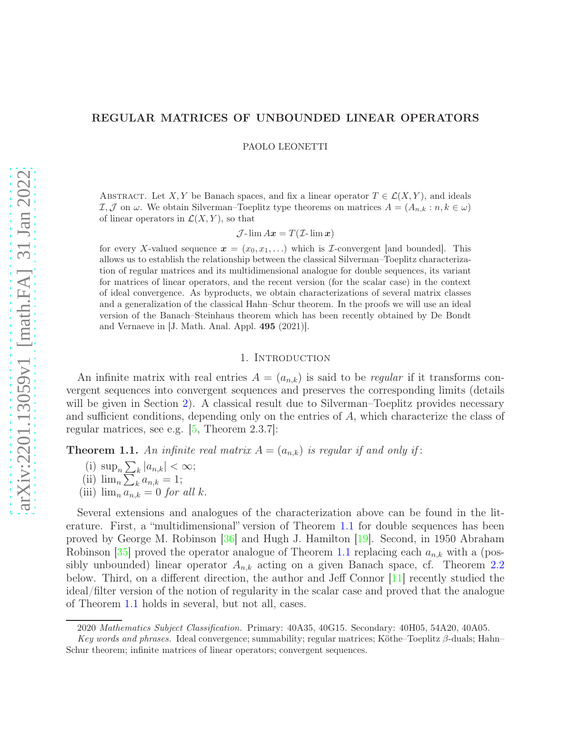# REGULAR MATRICES OF UNBOUNDED LINEAR OPERATORS

PAOLO LEONETTI

Abstract. Let $X, Y$ be Banach spaces, and fix a linear operator $T \in \mathcal{L}(X,Y)$, and ideals $\mathcal{I}, \mathcal{J}$ on $\omega$. We obtain Silverman–Toeplitz type theorems on matrices $A = (A_{n,k} : n, k \in \omega)$ of linear operators in $\mathcal{L}(X,Y)$, so that

$$\mathcal{J}\text{-}\lim A\boldsymbol{x} = T(\mathcal{I}\text{-}\lim \boldsymbol{x})$$

for every $X$-valued sequence $\boldsymbol{x} = (x_0, x_1, \ldots)$ which is $\mathcal{I}$-convergent [and bounded]. This allows us to establish the relationship between the classical Silverman–Toeplitz characterization of regular matrices and its multidimensional analogue for double sequences, its variant for matrices of linear operators, and the recent version (for the scalar case) in the context of ideal convergence. As byproducts, we obtain characterizations of several matrix classes and a generalization of the classical Hahn–Schur theorem. In the proofs we will use an ideal version of the Banach–Steinhaus theorem which has been recently obtained by De Bondt and Vernaeve in [J. Math. Anal. Appl. **495** (2021)].

## 1. Introduction

An infinite matrix with real entries $A = (a_{n,k})$ is said to be *regular* if it transforms convergent sequences into convergent sequences and preserves the corresponding limits (details will be given in Section 2). A classical result due to Silverman–Toeplitz provides necessary and sufficient conditions, depending only on the entries of $A$, which characterize the class of regular matrices, see e.g. [5, Theorem 2.3.7]:

**Theorem 1.1.** *An infinite real matrix $A = (a_{n,k})$ is regular if and only if:*

(i) $\sup_n \sum_k |a_{n,k}| < \infty$;
(ii) $\lim_n \sum_k a_{n,k} = 1$;
(iii) $\lim_n a_{n,k} = 0$ *for all $k$.*

Several extensions and analogues of the characterization above can be found in the literature. First, a "multidimensional" version of Theorem 1.1 for double sequences has been proved by George M. Robinson [36] and Hugh J. Hamilton [19]. Second, in 1950 Abraham Robinson [35] proved the operator analogue of Theorem 1.1 replacing each $a_{n,k}$ with a (possibly unbounded) linear operator $A_{n,k}$ acting on a given Banach space, cf. Theorem 2.2 below. Third, on a different direction, the author and Jeff Connor [11] recently studied the ideal/filter version of the notion of regularity in the scalar case and proved that the analogue of Theorem 1.1 holds in several, but not all, cases.

2020 *Mathematics Subject Classification.* Primary: 40A35, 40G15. Secondary: 40H05, 54A20, 40A05.

*Key words and phrases.* Ideal convergence; summability; regular matrices; Köthe–Toeplitz $\beta$-duals; Hahn–Schur theorem; infinite matrices of linear operators; convergent sequences.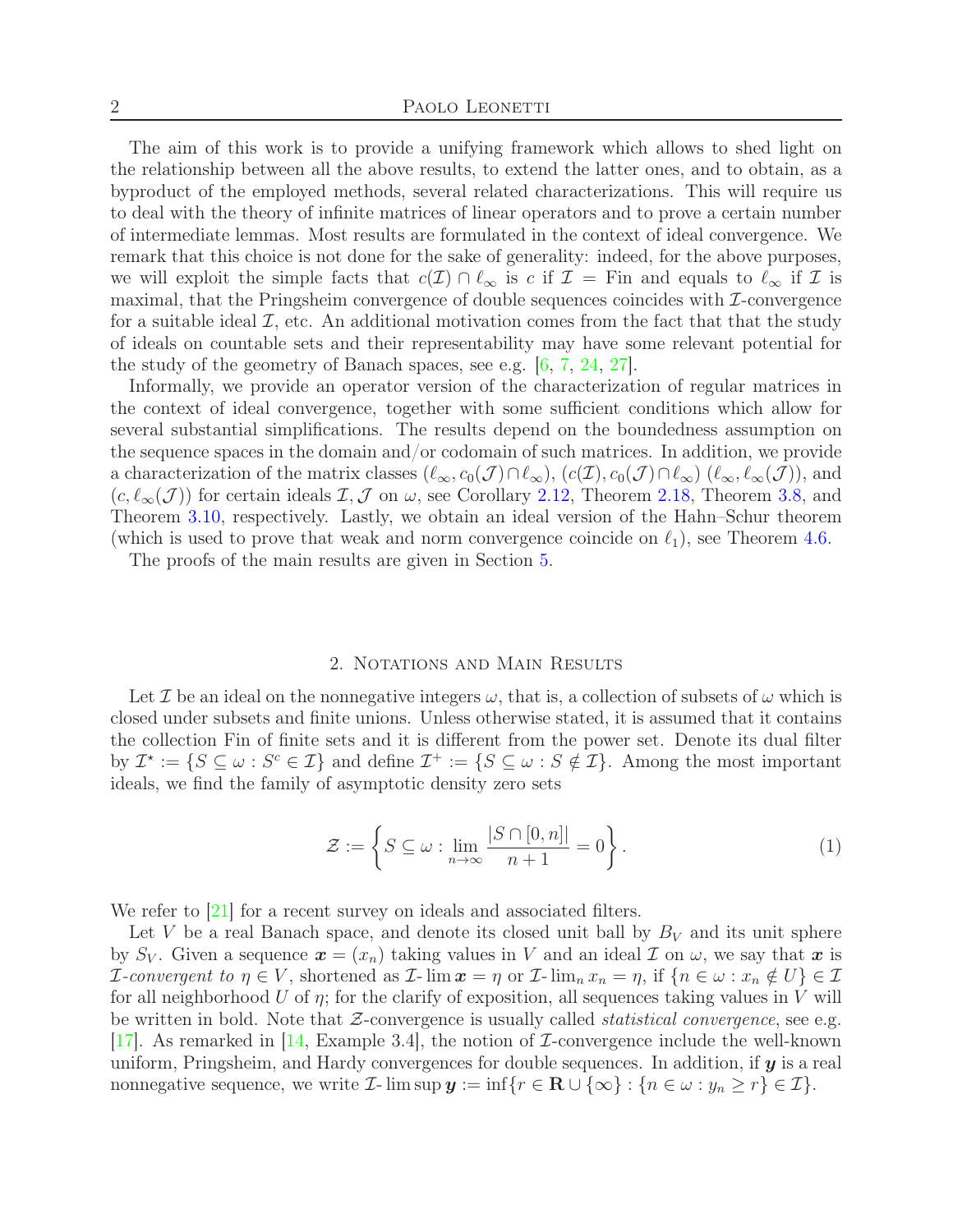The aim of this work is to provide a unifying framework which allows to shed light on the relationship between all the above results, to extend the latter ones, and to obtain, as a byproduct of the employed methods, several related characterizations. This will require us to deal with the theory of infinite matrices of linear operators and to prove a certain number of intermediate lemmas. Most results are formulated in the context of ideal convergence. We remark that this choice is not done for the sake of generality: indeed, for the above purposes, we will exploit the simple facts that $c(\mathcal{I}) \cap \ell_\infty$ is $c$ if $\mathcal{I} = \mathrm{Fin}$ and equals to $\ell_\infty$ if $\mathcal{I}$ is maximal, that the Pringsheim convergence of double sequences coincides with $\mathcal{I}$-convergence for a suitable ideal $\mathcal{I}$, etc. An additional motivation comes from the fact that that the study of ideals on countable sets and their representability may have some relevant potential for the study of the geometry of Banach spaces, see e.g. [6, 7, 24, 27].

Informally, we provide an operator version of the characterization of regular matrices in the context of ideal convergence, together with some sufficient conditions which allow for several substantial simplifications. The results depend on the boundedness assumption on the sequence spaces in the domain and/or codomain of such matrices. In addition, we provide a characterization of the matrix classes $(\ell_\infty, c_0(\mathcal{J}) \cap \ell_\infty)$, $(c(\mathcal{I}), c_0(\mathcal{J}) \cap \ell_\infty)$ $(\ell_\infty, \ell_\infty(\mathcal{J}))$, and $(c, \ell_\infty(\mathcal{J}))$ for certain ideals $\mathcal{I}, \mathcal{J}$ on $\omega$, see Corollary 2.12, Theorem 2.18, Theorem 3.8, and Theorem 3.10, respectively. Lastly, we obtain an ideal version of the Hahn–Schur theorem (which is used to prove that weak and norm convergence coincide on $\ell_1$), see Theorem 4.6.

The proofs of the main results are given in Section 5.

## 2. Notations and Main Results

Let $\mathcal{I}$ be an ideal on the nonnegative integers $\omega$, that is, a collection of subsets of $\omega$ which is closed under subsets and finite unions. Unless otherwise stated, it is assumed that it contains the collection Fin of finite sets and it is different from the power set. Denote its dual filter by $\mathcal{I}^\star := \{S \subseteq \omega : S^c \in \mathcal{I}\}$ and define $\mathcal{I}^+ := \{S \subseteq \omega : S \notin \mathcal{I}\}$. Among the most important ideals, we find the family of asymptotic density zero sets

$$\mathcal{Z} := \left\{ S \subseteq \omega : \lim_{n \to \infty} \frac{|S \cap [0, n]|}{n+1} = 0 \right\}. \tag{1}$$

We refer to [21] for a recent survey on ideals and associated filters.

Let $V$ be a real Banach space, and denote its closed unit ball by $B_V$ and its unit sphere by $S_V$. Given a sequence $\boldsymbol{x} = (x_n)$ taking values in $V$ and an ideal $\mathcal{I}$ on $\omega$, we say that $\boldsymbol{x}$ is *$\mathcal{I}$-convergent to $\eta \in V$*, shortened as $\mathcal{I}\text{-}\lim \boldsymbol{x} = \eta$ or $\mathcal{I}\text{-}\lim_n x_n = \eta$, if $\{n \in \omega : x_n \notin U\} \in \mathcal{I}$ for all neighborhood $U$ of $\eta$; for the clarify of exposition, all sequences taking values in $V$ will be written in bold. Note that $\mathcal{Z}$-convergence is usually called *statistical convergence*, see e.g. [17]. As remarked in [14, Example 3.4], the notion of $\mathcal{I}$-convergence include the well-known uniform, Pringsheim, and Hardy convergences for double sequences. In addition, if $\boldsymbol{y}$ is a real nonnegative sequence, we write $\mathcal{I}\text{-}\limsup \boldsymbol{y} := \inf\{r \in \mathbf{R} \cup \{\infty\} : \{n \in \omega : y_n \geq r\} \in \mathcal{I}\}$.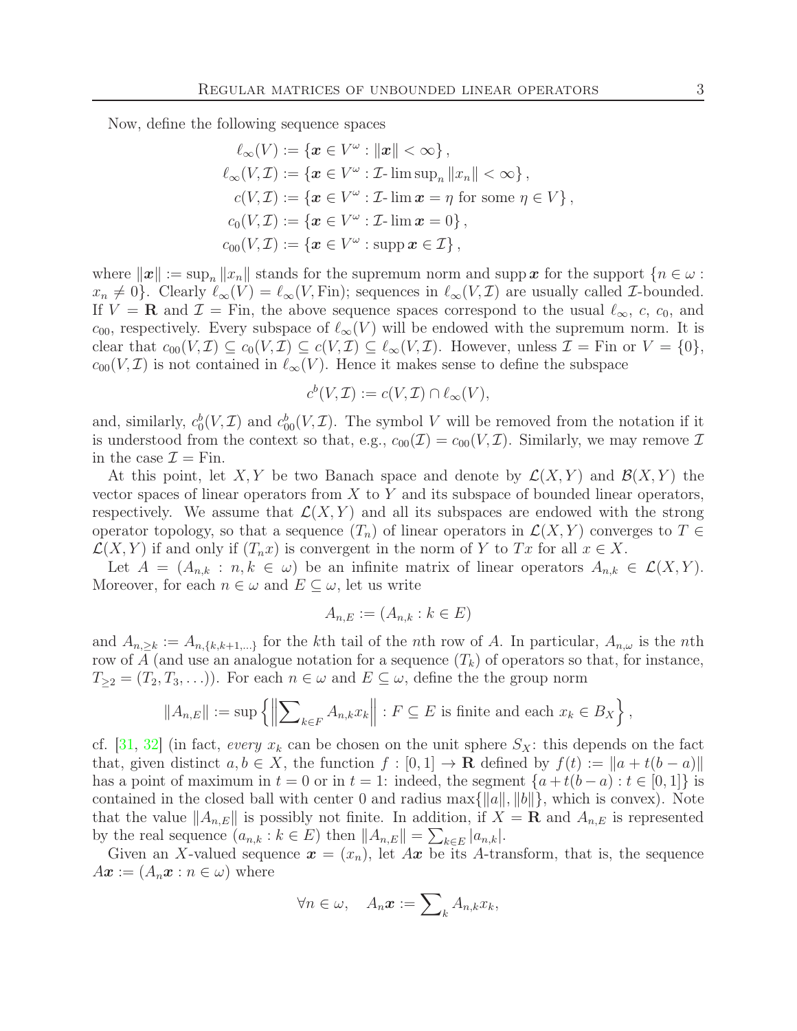Now, define the following sequence spaces

$$
\begin{aligned}
\ell_\infty(V) &:= \{\boldsymbol{x} \in V^\omega : \|\boldsymbol{x}\| < \infty\}, \\
\ell_\infty(V, \mathcal{I}) &:= \{\boldsymbol{x} \in V^\omega : \mathcal{I}\text{-}\limsup_n \|x_n\| < \infty\}, \\
c(V, \mathcal{I}) &:= \{\boldsymbol{x} \in V^\omega : \mathcal{I}\text{-}\lim \boldsymbol{x} = \eta \text{ for some } \eta \in V\}, \\
c_0(V, \mathcal{I}) &:= \{\boldsymbol{x} \in V^\omega : \mathcal{I}\text{-}\lim \boldsymbol{x} = 0\}, \\
c_{00}(V, \mathcal{I}) &:= \{\boldsymbol{x} \in V^\omega : \operatorname{supp} \boldsymbol{x} \in \mathcal{I}\},
\end{aligned}
$$

where $\|\boldsymbol{x}\| := \sup_n \|x_n\|$ stands for the supremum norm and $\operatorname{supp} \boldsymbol{x}$ for the support $\{n \in \omega : x_n \neq 0\}$. Clearly $\ell_\infty(V) = \ell_\infty(V, \mathrm{Fin})$; sequences in $\ell_\infty(V, \mathcal{I})$ are usually called $\mathcal{I}$-bounded. If $V = \mathbf{R}$ and $\mathcal{I} = \mathrm{Fin}$, the above sequence spaces correspond to the usual $\ell_\infty$, $c$, $c_0$, and $c_{00}$, respectively. Every subspace of $\ell_\infty(V)$ will be endowed with the supremum norm. It is clear that $c_{00}(V, \mathcal{I}) \subseteq c_0(V, \mathcal{I}) \subseteq c(V, \mathcal{I}) \subseteq \ell_\infty(V, \mathcal{I})$. However, unless $\mathcal{I} = \mathrm{Fin}$ or $V = \{0\}$, $c_{00}(V, \mathcal{I})$ is not contained in $\ell_\infty(V)$. Hence it makes sense to define the subspace

$$
c^b(V, \mathcal{I}) := c(V, \mathcal{I}) \cap \ell_\infty(V),
$$

and, similarly, $c_0^b(V, \mathcal{I})$ and $c_{00}^b(V, \mathcal{I})$. The symbol $V$ will be removed from the notation if it is understood from the context so that, e.g., $c_{00}(\mathcal{I}) = c_{00}(V, \mathcal{I})$. Similarly, we may remove $\mathcal{I}$ in the case $\mathcal{I} = \mathrm{Fin}$.

At this point, let $X, Y$ be two Banach space and denote by $\mathcal{L}(X, Y)$ and $\mathcal{B}(X, Y)$ the vector spaces of linear operators from $X$ to $Y$ and its subspace of bounded linear operators, respectively. We assume that $\mathcal{L}(X, Y)$ and all its subspaces are endowed with the strong operator topology, so that a sequence $(T_n)$ of linear operators in $\mathcal{L}(X, Y)$ converges to $T \in \mathcal{L}(X, Y)$ if and only if $(T_n x)$ is convergent in the norm of $Y$ to $Tx$ for all $x \in X$.

Let $A = (A_{n,k} : n, k \in \omega)$ be an infinite matrix of linear operators $A_{n,k} \in \mathcal{L}(X, Y)$. Moreover, for each $n \in \omega$ and $E \subseteq \omega$, let us write

$$
A_{n,E} := (A_{n,k} : k \in E)
$$

and $A_{n,\geq k} := A_{n,\{k,k+1,\ldots\}}$ for the $k$th tail of the $n$th row of $A$. In particular, $A_{n,\omega}$ is the $n$th row of $A$ (and use an analogue notation for a sequence $(T_k)$ of operators so that, for instance, $T_{\geq 2} = (T_2, T_3, \ldots)$). For each $n \in \omega$ and $E \subseteq \omega$, define the the group norm

$$
\|A_{n,E}\| := \sup\left\{ \left\| \sum\nolimits_{k \in F} A_{n,k} x_k \right\| : F \subseteq E \text{ is finite and each } x_k \in B_X \right\},
$$

cf. [31, 32] (in fact, *every* $x_k$ can be chosen on the unit sphere $S_X$: this depends on the fact that, given distinct $a, b \in X$, the function $f : [0, 1] \to \mathbf{R}$ defined by $f(t) := \|a + t(b - a)\|$ has a point of maximum in $t = 0$ or in $t = 1$: indeed, the segment $\{a + t(b - a) : t \in [0, 1]\}$ is contained in the closed ball with center $0$ and radius $\max\{\|a\|, \|b\|\}$, which is convex). Note that the value $\|A_{n,E}\|$ is possibly not finite. In addition, if $X = \mathbf{R}$ and $A_{n,E}$ is represented by the real sequence $(a_{n,k} : k \in E)$ then $\|A_{n,E}\| = \sum_{k \in E} |a_{n,k}|$.

Given an $X$-valued sequence $\boldsymbol{x} = (x_n)$, let $A\boldsymbol{x}$ be its $A$-transform, that is, the sequence $A\boldsymbol{x} := (A_n \boldsymbol{x} : n \in \omega)$ where

$$
\forall n \in \omega, \quad A_n \boldsymbol{x} := \sum\nolimits_k A_{n,k} x_k,
$$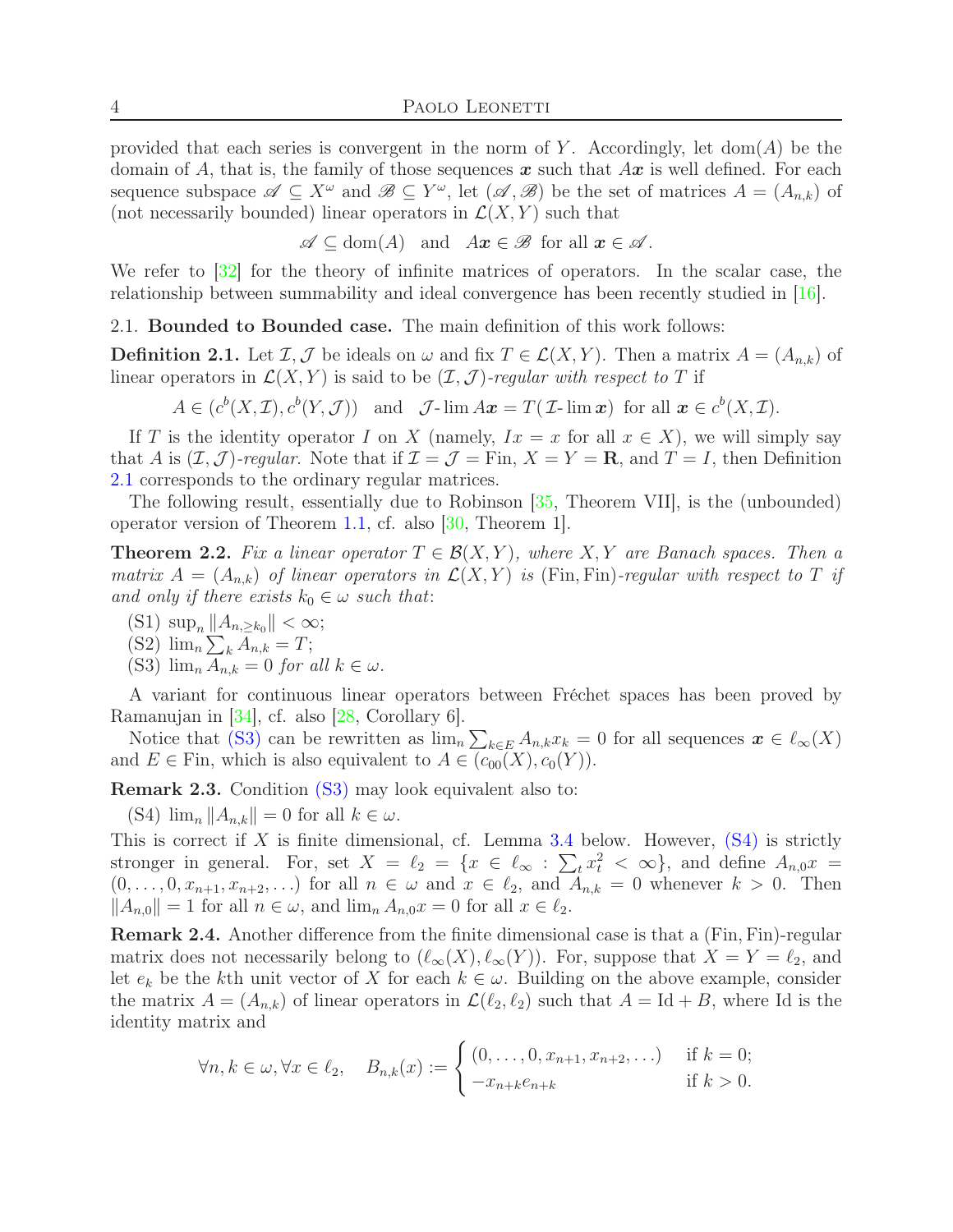provided that each series is convergent in the norm of $Y$. Accordingly, let $\mathrm{dom}(A)$ be the domain of $A$, that is, the family of those sequences $\boldsymbol{x}$ such that $A\boldsymbol{x}$ is well defined. For each sequence subspace $\mathscr{A} \subseteq X^\omega$ and $\mathscr{B} \subseteq Y^\omega$, let $(\mathscr{A}, \mathscr{B})$ be the set of matrices $A = (A_{n,k})$ of (not necessarily bounded) linear operators in $\mathcal{L}(X,Y)$ such that

$$\mathscr{A} \subseteq \mathrm{dom}(A) \quad \text{and} \quad A\boldsymbol{x} \in \mathscr{B} \text{ for all } \boldsymbol{x} \in \mathscr{A}.$$

We refer to [32] for the theory of infinite matrices of operators. In the scalar case, the relationship between summability and ideal convergence has been recently studied in [16].

### 2.1. Bounded to Bounded case.

The main definition of this work follows:

**Definition 2.1.** Let $\mathcal{I}, \mathcal{J}$ be ideals on $\omega$ and fix $T \in \mathcal{L}(X,Y)$. Then a matrix $A = (A_{n,k})$ of linear operators in $\mathcal{L}(X,Y)$ is said to be *$(\mathcal{I},\mathcal{J})$-regular with respect to $T$* if

$$A \in (c^b(X,\mathcal{I}), c^b(Y,\mathcal{J})) \quad \text{and} \quad \mathcal{J}\text{-}\lim A\boldsymbol{x} = T(\mathcal{I}\text{-}\lim \boldsymbol{x}) \text{ for all } \boldsymbol{x} \in c^b(X,\mathcal{I}).$$

If $T$ is the identity operator $I$ on $X$ (namely, $Ix = x$ for all $x \in X$), we will simply say that $A$ is *$(\mathcal{I},\mathcal{J})$-regular*. Note that if $\mathcal{I} = \mathcal{J} = \mathrm{Fin}$, $X = Y = \mathbf{R}$, and $T = I$, then Definition 2.1 corresponds to the ordinary regular matrices.

The following result, essentially due to Robinson [35, Theorem VII], is the (unbounded) operator version of Theorem 1.1, cf. also [30, Theorem 1].

**Theorem 2.2.** *Fix a linear operator $T \in \mathcal{B}(X,Y)$, where $X,Y$ are Banach spaces. Then a matrix $A = (A_{n,k})$ of linear operators in $\mathcal{L}(X,Y)$ is $(\mathrm{Fin},\mathrm{Fin})$-regular with respect to $T$ if and only if there exists $k_0 \in \omega$ such that:*

- (S1) $\sup_n \|A_{n,\ge k_0}\| < \infty$;
- (S2) $\lim_n \sum_k A_{n,k} = T$;
- (S3) $\lim_n A_{n,k} = 0$ *for all $k \in \omega$.*

A variant for continuous linear operators between Fréchet spaces has been proved by Ramanujan in [34], cf. also [28, Corollary 6].

Notice that (S3) can be rewritten as $\lim_n \sum_{k\in E} A_{n,k}x_k = 0$ for all sequences $\boldsymbol{x} \in \ell_\infty(X)$ and $E \in \mathrm{Fin}$, which is also equivalent to $A \in (c_{00}(X), c_0(Y))$.

**Remark 2.3.** Condition (S3) may look equivalent also to:

- (S4) $\lim_n \|A_{n,k}\| = 0$ for all $k \in \omega$.

This is correct if $X$ is finite dimensional, cf. Lemma 3.4 below. However, (S4) is strictly stronger in general. For, set $X = \ell_2 = \{x \in \ell_\infty : \sum_t x_t^2 < \infty\}$, and define $A_{n,0}x = (0,\ldots,0,x_{n+1},x_{n+2},\ldots)$ for all $n \in \omega$ and $x \in \ell_2$, and $A_{n,k} = 0$ whenever $k > 0$. Then $\|A_{n,0}\| = 1$ for all $n \in \omega$, and $\lim_n A_{n,0}x = 0$ for all $x \in \ell_2$.

**Remark 2.4.** Another difference from the finite dimensional case is that a $(\mathrm{Fin},\mathrm{Fin})$-regular matrix does not necessarily belong to $(\ell_\infty(X), \ell_\infty(Y))$. For, suppose that $X = Y = \ell_2$, and let $e_k$ be the $k$th unit vector of $X$ for each $k \in \omega$. Building on the above example, consider the matrix $A = (A_{n,k})$ of linear operators in $\mathcal{L}(\ell_2,\ell_2)$ such that $A = \mathrm{Id} + B$, where $\mathrm{Id}$ is the identity matrix and

$$\forall n,k \in \omega, \forall x \in \ell_2, \quad B_{n,k}(x) := \begin{cases} (0,\ldots,0,x_{n+1},x_{n+2},\ldots) & \text{if } k = 0; \\ -x_{n+k}e_{n+k} & \text{if } k > 0. \end{cases}$$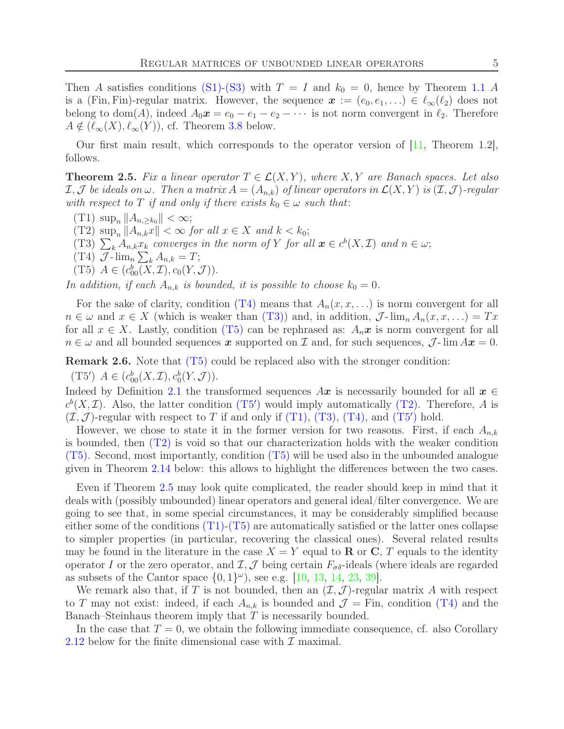Then $A$ satisfies conditions (S1)-(S3) with $T = I$ and $k_0 = 0$, hence by Theorem 1.1 $A$ is a $(\mathrm{Fin}, \mathrm{Fin})$-regular matrix. However, the sequence $\boldsymbol{x} := (e_0, e_1, \dots) \in \ell_\infty(\ell_2)$ does not belong to $\mathrm{dom}(A)$, indeed $A_0\boldsymbol{x} = e_0 - e_1 - e_2 - \cdots$ is not norm convergent in $\ell_2$. Therefore $A \notin (\ell_\infty(X), \ell_\infty(Y))$, cf. Theorem 3.8 below.

Our first main result, which corresponds to the operator version of [11, Theorem 1.2], follows.

**Theorem 2.5.** *Fix a linear operator $T \in \mathcal{L}(X, Y)$, where $X, Y$ are Banach spaces. Let also $\mathcal{I}, \mathcal{J}$ be ideals on $\omega$. Then a matrix $A = (A_{n,k})$ of linear operators in $\mathcal{L}(X, Y)$ is $(\mathcal{I}, \mathcal{J})$-regular with respect to $T$ if and only if there exists $k_0 \in \omega$ such that:*

- (T1) $\sup_n \|A_{n,\ge k_0}\| < \infty$;
- (T2) $\sup_n \|A_{n,k}x\| < \infty$ *for all $x \in X$ and $k < k_0$;*
- (T3) $\sum_k A_{n,k}x_k$ *converges in the norm of $Y$ for all $\boldsymbol{x} \in c^b(X, \mathcal{I})$ and $n \in \omega$;*
- (T4) $\mathcal{J}\text{-}\lim_n \sum_k A_{n,k} = T$;
- (T5) $A \in (c_{00}^b(X, \mathcal{I}), c_0(Y, \mathcal{J}))$.

*In addition, if each $A_{n,k}$ is bounded, it is possible to choose $k_0 = 0$.*

For the sake of clarity, condition (T4) means that $A_n(x, x, \dots)$ is norm convergent for all $n \in \omega$ and $x \in X$ (which is weaker than (T3)) and, in addition, $\mathcal{J}\text{-}\lim_n A_n(x, x, \dots) = Tx$ for all $x \in X$. Lastly, condition (T5) can be rephrased as: $A_n\boldsymbol{x}$ is norm convergent for all $n \in \omega$ and all bounded sequences $\boldsymbol{x}$ supported on $\mathcal{I}$ and, for such sequences, $\mathcal{J}\text{-}\lim A\boldsymbol{x} = 0$.

**Remark 2.6.** Note that (T5) could be replaced also with the stronger condition:

- (T5$'$) $A \in (c_{00}^b(X, \mathcal{I}), c_0^b(Y, \mathcal{J}))$.

Indeed by Definition 2.1 the transformed sequences $A\boldsymbol{x}$ is necessarily bounded for all $\boldsymbol{x} \in c^b(X, \mathcal{I})$. Also, the latter condition (T5$'$) would imply automatically (T2). Therefore, $A$ is $(\mathcal{I}, \mathcal{J})$-regular with respect to $T$ if and only if (T1), (T3), (T4), and (T5$'$) hold.

However, we chose to state it in the former version for two reasons. First, if each $A_{n,k}$ is bounded, then (T2) is void so that our characterization holds with the weaker condition (T5). Second, most importantly, condition (T5) will be used also in the unbounded analogue given in Theorem 2.14 below: this allows to highlight the differences between the two cases.

Even if Theorem 2.5 may look quite complicated, the reader should keep in mind that it deals with (possibly unbounded) linear operators and general ideal/filter convergence. We are going to see that, in some special circumstances, it may be considerably simplified because either some of the conditions (T1)-(T5) are automatically satisfied or the latter ones collapse to simpler properties (in particular, recovering the classical ones). Several related results may be found in the literature in the case $X = Y$ equal to $\mathbf{R}$ or $\mathbf{C}$, $T$ equals to the identity operator $I$ or the zero operator, and $\mathcal{I}, \mathcal{J}$ being certain $F_{\sigma\delta}$-ideals (where ideals are regarded as subsets of the Cantor space $\{0, 1\}^\omega$), see e.g. [10, 13, 14, 23, 39].

We remark also that, if $T$ is not bounded, then an $(\mathcal{I}, \mathcal{J})$-regular matrix $A$ with respect to $T$ may not exist: indeed, if each $A_{n,k}$ is bounded and $\mathcal{J} = \mathrm{Fin}$, condition (T4) and the Banach–Steinhaus theorem imply that $T$ is necessarily bounded.

In the case that $T = 0$, we obtain the following immediate consequence, cf. also Corollary 2.12 below for the finite dimensional case with $\mathcal{I}$ maximal.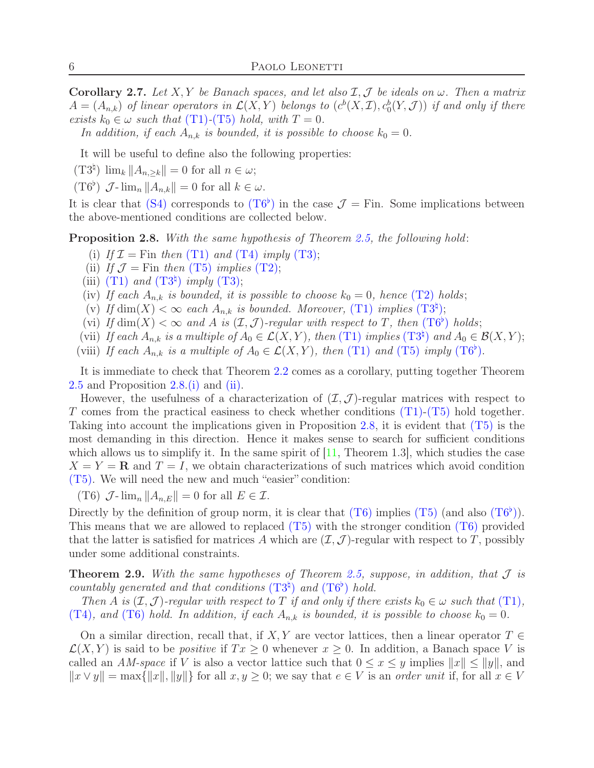**Corollary 2.7.** *Let $X, Y$ be Banach spaces, and let also $\mathcal{I}, \mathcal{J}$ be ideals on $\omega$. Then a matrix $A = (A_{n,k})$ of linear operators in $\mathcal{L}(X,Y)$ belongs to $(c^b(X,\mathcal{I}), c_0^b(Y,\mathcal{J}))$ if and only if there exists $k_0 \in \omega$ such that (T1)-(T5) hold, with $T = 0$.*

*In addition, if each $A_{n,k}$ is bounded, it is possible to choose $k_0 = 0$.*

It will be useful to define also the following properties:

(T3$^\natural$) $\lim_k \|A_{n,\ge k}\| = 0$ for all $n \in \omega$;

(T6$^\flat$) $\mathcal{J}\text{-}\lim_n \|A_{n,k}\| = 0$ for all $k \in \omega$.

It is clear that (S4) corresponds to (T6$^\flat$) in the case $\mathcal{J} = \mathrm{Fin}$. Some implications between the above-mentioned conditions are collected below.

**Proposition 2.8.** *With the same hypothesis of Theorem 2.5, the following hold:*

- (i) *If $\mathcal{I} = \mathrm{Fin}$ then (T1) and (T4) imply (T3);*
- (ii) *If $\mathcal{J} = \mathrm{Fin}$ then (T5) implies (T2);*
- (iii) *(T1) and (T3$^\natural$) imply (T3);*
- (iv) *If each $A_{n,k}$ is bounded, it is possible to choose $k_0 = 0$, hence (T2) holds;*
- (v) *If $\dim(X) < \infty$ each $A_{n,k}$ is bounded. Moreover, (T1) implies (T3$^\natural$);*
- (vi) *If $\dim(X) < \infty$ and $A$ is $(\mathcal{I},\mathcal{J})$-regular with respect to $T$, then (T6$^\flat$) holds;*
- (vii) *If each $A_{n,k}$ is a multiple of $A_0 \in \mathcal{L}(X,Y)$, then (T1) implies (T3$^\natural$) and $A_0 \in \mathcal{B}(X,Y)$;*
- (viii) *If each $A_{n,k}$ is a multiple of $A_0 \in \mathcal{L}(X,Y)$, then (T1) and (T5) imply (T6$^\flat$).*

It is immediate to check that Theorem 2.2 comes as a corollary, putting together Theorem 2.5 and Proposition 2.8.(i) and (ii).

However, the usefulness of a characterization of $(\mathcal{I},\mathcal{J})$-regular matrices with respect to $T$ comes from the practical easiness to check whether conditions (T1)-(T5) hold together. Taking into account the implications given in Proposition 2.8, it is evident that (T5) is the most demanding in this direction. Hence it makes sense to search for sufficient conditions which allows us to simplify it. In the same spirit of [11, Theorem 1.3], which studies the case $X = Y = \mathbf{R}$ and $T = I$, we obtain characterizations of such matrices which avoid condition (T5). We will need the new and much "easier" condition:

(T6) $\mathcal{J}\text{-}\lim_n \|A_{n,E}\| = 0$ for all $E \in \mathcal{I}$.

Directly by the definition of group norm, it is clear that (T6) implies (T5) (and also (T6$^\flat$)). This means that we are allowed to replaced (T5) with the stronger condition (T6) provided that the latter is satisfied for matrices $A$ which are $(\mathcal{I},\mathcal{J})$-regular with respect to $T$, possibly under some additional constraints.

**Theorem 2.9.** *With the same hypotheses of Theorem 2.5, suppose, in addition, that $\mathcal{J}$ is countably generated and that conditions (T3$^\natural$) and (T6$^\flat$) hold.*

*Then $A$ is $(\mathcal{I},\mathcal{J})$-regular with respect to $T$ if and only if there exists $k_0 \in \omega$ such that (T1), (T4), and (T6) hold. In addition, if each $A_{n,k}$ is bounded, it is possible to choose $k_0 = 0$.*

On a similar direction, recall that, if $X, Y$ are vector lattices, then a linear operator $T \in \mathcal{L}(X,Y)$ is said to be *positive* if $Tx \ge 0$ whenever $x \ge 0$. In addition, a Banach space $V$ is called an *AM-space* if $V$ is also a vector lattice such that $0 \le x \le y$ implies $\|x\| \le \|y\|$, and $\|x \vee y\| = \max\{\|x\|, \|y\|\}$ for all $x, y \ge 0$; we say that $e \in V$ is an *order unit* if, for all $x \in V$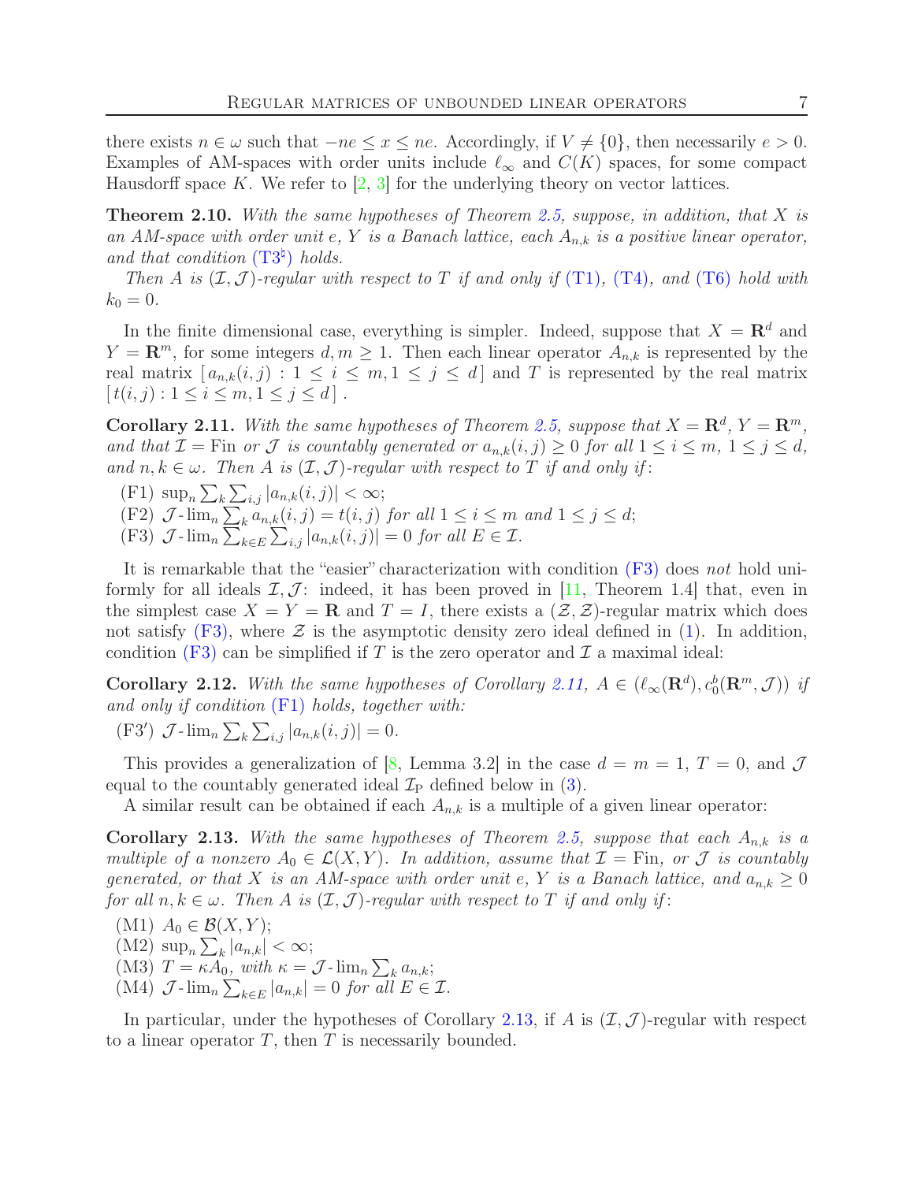there exists $n \in \omega$ such that $-ne \le x \le ne$. Accordingly, if $V \neq \{0\}$, then necessarily $e > 0$. Examples of AM-spaces with order units include $\ell_\infty$ and $C(K)$ spaces, for some compact Hausdorff space $K$. We refer to [2, 3] for the underlying theory on vector lattices.

**Theorem 2.10.** *With the same hypotheses of Theorem 2.5, suppose, in addition, that $X$ is an AM-space with order unit $e$, $Y$ is a Banach lattice, each $A_{n,k}$ is a positive linear operator, and that condition (T3$^\natural$) holds.*

*Then $A$ is $(\mathcal{I}, \mathcal{J})$-regular with respect to $T$ if and only if (T1), (T4), and (T6) hold with $k_0 = 0$.*

In the finite dimensional case, everything is simpler. Indeed, suppose that $X = \mathbf{R}^d$ and $Y = \mathbf{R}^m$, for some integers $d, m \ge 1$. Then each linear operator $A_{n,k}$ is represented by the real matrix $[\, a_{n,k}(i,j) : 1 \le i \le m, 1 \le j \le d \,]$ and $T$ is represented by the real matrix $[\, t(i,j) : 1 \le i \le m, 1 \le j \le d \,]$.

**Corollary 2.11.** *With the same hypotheses of Theorem 2.5, suppose that $X = \mathbf{R}^d$, $Y = \mathbf{R}^m$, and that $\mathcal{I} = \mathrm{Fin}$ or $\mathcal{J}$ is countably generated or $a_{n,k}(i,j) \ge 0$ for all $1 \le i \le m$, $1 \le j \le d$, and $n, k \in \omega$. Then $A$ is $(\mathcal{I}, \mathcal{J})$-regular with respect to $T$ if and only if:*

- (F1) $\sup_n \sum_k \sum_{i,j} |a_{n,k}(i,j)| < \infty$;
- (F2) $\mathcal{J}\text{-}\lim_n \sum_k a_{n,k}(i,j) = t(i,j)$ *for all $1 \le i \le m$ and $1 \le j \le d$;*
- (F3) $\mathcal{J}\text{-}\lim_n \sum_{k \in E} \sum_{i,j} |a_{n,k}(i,j)| = 0$ *for all $E \in \mathcal{I}$.*

It is remarkable that the "easier" characterization with condition (F3) does *not* hold uniformly for all ideals $\mathcal{I}, \mathcal{J}$: indeed, it has been proved in [11, Theorem 1.4] that, even in the simplest case $X = Y = \mathbf{R}$ and $T = I$, there exists a $(\mathcal{Z}, \mathcal{Z})$-regular matrix which does not satisfy (F3), where $\mathcal{Z}$ is the asymptotic density zero ideal defined in (1). In addition, condition (F3) can be simplified if $T$ is the zero operator and $\mathcal{I}$ a maximal ideal:

**Corollary 2.12.** *With the same hypotheses of Corollary 2.11, $A \in (\ell_\infty(\mathbf{R}^d), c_0^b(\mathbf{R}^m, \mathcal{J}))$ if and only if condition (F1) holds, together with:*

- (F3$'$) $\mathcal{J}\text{-}\lim_n \sum_k \sum_{i,j} |a_{n,k}(i,j)| = 0$.

This provides a generalization of [8, Lemma 3.2] in the case $d = m = 1$, $T = 0$, and $\mathcal{J}$ equal to the countably generated ideal $\mathcal{I}_{\mathrm{P}}$ defined below in (3).

A similar result can be obtained if each $A_{n,k}$ is a multiple of a given linear operator:

**Corollary 2.13.** *With the same hypotheses of Theorem 2.5, suppose that each $A_{n,k}$ is a multiple of a nonzero $A_0 \in \mathcal{L}(X, Y)$. In addition, assume that $\mathcal{I} = \mathrm{Fin}$, or $\mathcal{J}$ is countably generated, or that $X$ is an AM-space with order unit $e$, $Y$ is a Banach lattice, and $a_{n,k} \ge 0$ for all $n, k \in \omega$. Then $A$ is $(\mathcal{I}, \mathcal{J})$-regular with respect to $T$ if and only if:*

- (M1) $A_0 \in \mathcal{B}(X, Y)$;
- (M2) $\sup_n \sum_k |a_{n,k}| < \infty$;
- (M3) $T = \kappa A_0$, *with* $\kappa = \mathcal{J}\text{-}\lim_n \sum_k a_{n,k}$;
- (M4) $\mathcal{J}\text{-}\lim_n \sum_{k \in E} |a_{n,k}| = 0$ *for all $E \in \mathcal{I}$.*

In particular, under the hypotheses of Corollary 2.13, if $A$ is $(\mathcal{I}, \mathcal{J})$-regular with respect to a linear operator $T$, then $T$ is necessarily bounded.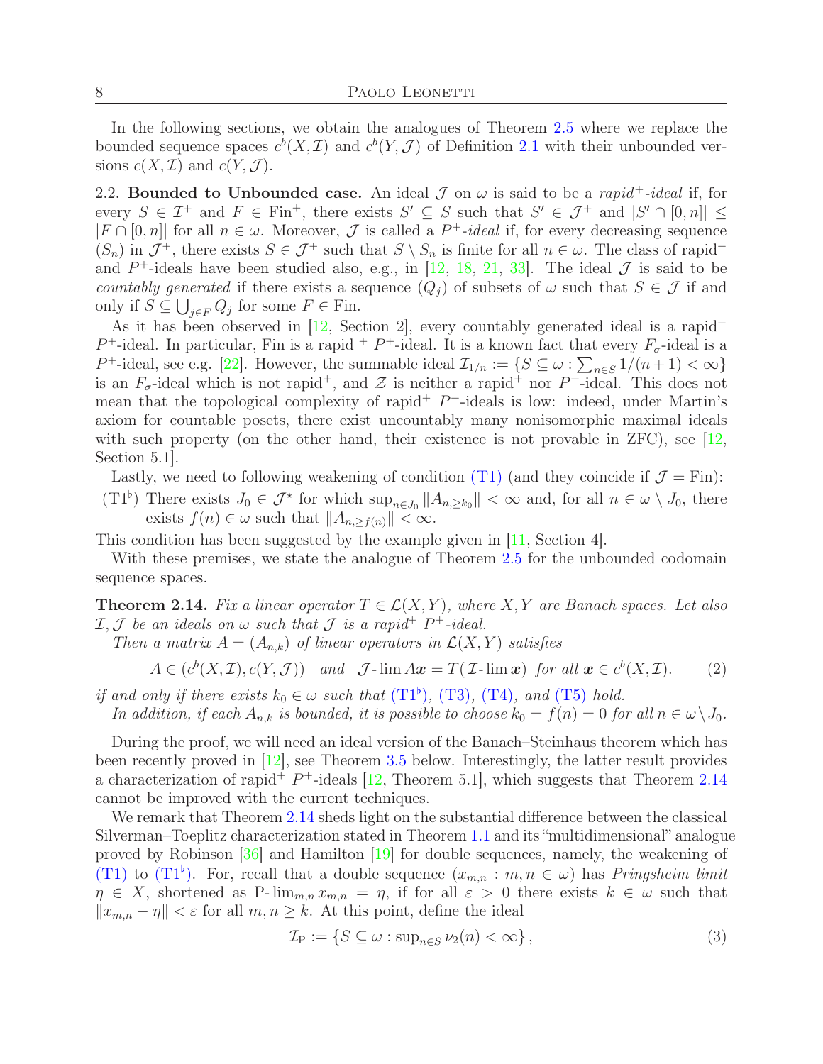In the following sections, we obtain the analogues of Theorem 2.5 where we replace the bounded sequence spaces $c^b(X,\mathcal{I})$ and $c^b(Y,\mathcal{J})$ of Definition 2.1 with their unbounded versions $c(X,\mathcal{I})$ and $c(Y,\mathcal{J})$.

2.2. **Bounded to Unbounded case.** An ideal $\mathcal{J}$ on $\omega$ is said to be a *rapid*$^+$*-ideal* if, for every $S \in \mathcal{I}^+$ and $F \in \mathrm{Fin}^+$, there exists $S' \subseteq S$ such that $S' \in \mathcal{J}^+$ and $|S' \cap [0,n]| \le |F \cap [0,n]|$ for all $n \in \omega$. Moreover, $\mathcal{J}$ is called a *$P^+$-ideal* if, for every decreasing sequence $(S_n)$ in $\mathcal{J}^+$, there exists $S \in \mathcal{J}^+$ such that $S \setminus S_n$ is finite for all $n \in \omega$. The class of rapid$^+$ and $P^+$-ideals have been studied also, e.g., in [12, 18, 21, 33]. The ideal $\mathcal{J}$ is said to be *countably generated* if there exists a sequence $(Q_j)$ of subsets of $\omega$ such that $S \in \mathcal{J}$ if and only if $S \subseteq \bigcup_{j \in F} Q_j$ for some $F \in \mathrm{Fin}$.

As it has been observed in [12, Section 2], every countably generated ideal is a rapid$^+$ $P^+$-ideal. In particular, Fin is a rapid $^+$ $P^+$-ideal. It is a known fact that every $F_\sigma$-ideal is a $P^+$-ideal, see e.g. [22]. However, the summable ideal $\mathcal{I}_{1/n} := \{S \subseteq \omega : \sum_{n \in S} 1/(n+1) < \infty\}$ is an $F_\sigma$-ideal which is not rapid$^+$, and $\mathcal{Z}$ is neither a rapid$^+$ nor $P^+$-ideal. This does not mean that the topological complexity of rapid$^+$ $P^+$-ideals is low: indeed, under Martin's axiom for countable posets, there exist uncountably many nonisomorphic maximal ideals with such property (on the other hand, their existence is not provable in ZFC), see [12, Section 5.1].

Lastly, we need to following weakening of condition (T1) (and they coincide if $\mathcal{J} = \mathrm{Fin}$):

(T1$^\flat$) There exists $J_0 \in \mathcal{J}^\star$ for which $\sup_{n \in J_0} \|A_{n,\ge k_0}\| < \infty$ and, for all $n \in \omega \setminus J_0$, there exists $f(n) \in \omega$ such that $\|A_{n,\ge f(n)}\| < \infty$.

This condition has been suggested by the example given in [11, Section 4].

With these premises, we state the analogue of Theorem 2.5 for the unbounded codomain sequence spaces.

**Theorem 2.14.** *Fix a linear operator $T \in \mathcal{L}(X,Y)$, where $X,Y$ are Banach spaces. Let also $\mathcal{I},\mathcal{J}$ be an ideals on $\omega$ such that $\mathcal{J}$ is a rapid$^+$ $P^+$-ideal.*

*Then a matrix $A = (A_{n,k})$ of linear operators in $\mathcal{L}(X,Y)$ satisfies*

$$A \in (c^b(X,\mathcal{I}), c(Y,\mathcal{J})) \quad \text{and} \quad \mathcal{J}\text{-}\lim A\boldsymbol{x} = T(\mathcal{I}\text{-}\lim \boldsymbol{x}) \text{ for all } \boldsymbol{x} \in c^b(X,\mathcal{I}). \tag{2}$$

*if and only if there exists $k_0 \in \omega$ such that (T1$^\flat$), (T3), (T4), and (T5) hold.*

*In addition, if each $A_{n,k}$ is bounded, it is possible to choose $k_0 = f(n) = 0$ for all $n \in \omega \setminus J_0$.*

During the proof, we will need an ideal version of the Banach–Steinhaus theorem which has been recently proved in [12], see Theorem 3.5 below. Interestingly, the latter result provides a characterization of rapid$^+$ $P^+$-ideals [12, Theorem 5.1], which suggests that Theorem 2.14 cannot be improved with the current techniques.

We remark that Theorem 2.14 sheds light on the substantial difference between the classical Silverman–Toeplitz characterization stated in Theorem 1.1 and its "multidimensional" analogue proved by Robinson [36] and Hamilton [19] for double sequences, namely, the weakening of (T1) to (T1$^\flat$). For, recall that a double sequence $(x_{m,n} : m,n \in \omega)$ has *Pringsheim limit* $\eta \in X$, shortened as $\text{P-}\lim_{m,n} x_{m,n} = \eta$, if for all $\varepsilon > 0$ there exists $k \in \omega$ such that $\|x_{m,n} - \eta\| < \varepsilon$ for all $m,n \ge k$. At this point, define the ideal

$$\mathcal{I}_{\mathrm{P}} := \{S \subseteq \omega : \sup_{n \in S} \nu_2(n) < \infty\}, \tag{3}$$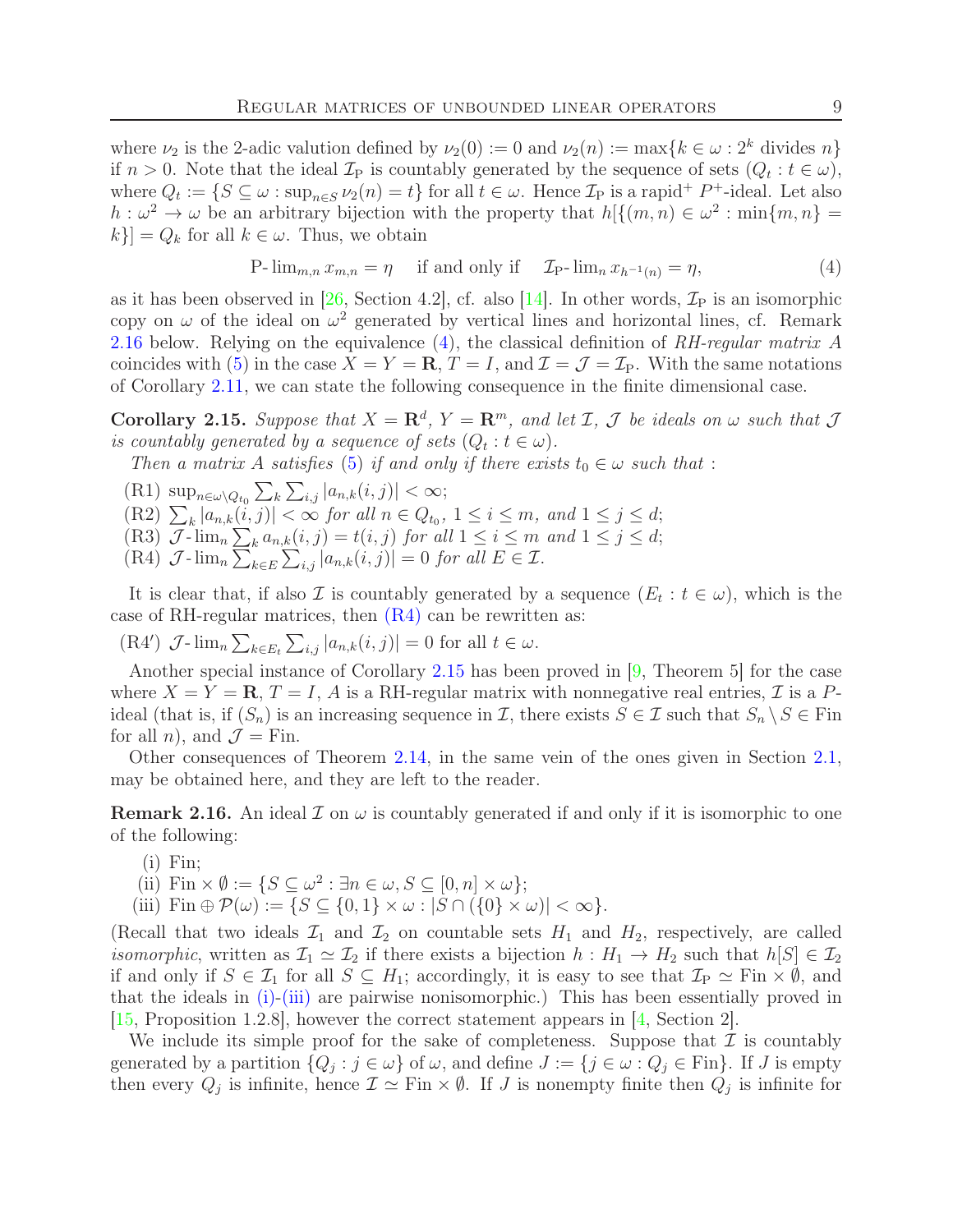where $\nu_2$ is the 2-adic valuation defined by $\nu_2(0) := 0$ and $\nu_2(n) := \max\{k \in \omega : 2^k \text{ divides } n\}$ if $n > 0$. Note that the ideal $\mathcal{I}_\mathrm{P}$ is countably generated by the sequence of sets $(Q_t : t \in \omega)$, where $Q_t := \{S \subseteq \omega : \sup_{n \in S} \nu_2(n) = t\}$ for all $t \in \omega$. Hence $\mathcal{I}_\mathrm{P}$ is a rapid$^+$ $P^+$-ideal. Let also $h : \omega^2 \to \omega$ be an arbitrary bijection with the property that $h[\{(m,n) \in \omega^2 : \min\{m,n\} = k\}] = Q_k$ for all $k \in \omega$. Thus, we obtain

$$\mathrm{P}\text{-}\lim_{m,n} x_{m,n} = \eta \quad \text{if and only if} \quad \mathcal{I}_\mathrm{P}\text{-}\lim_n x_{h^{-1}(n)} = \eta, \tag{4}$$

as it has been observed in [26, Section 4.2], cf. also [14]. In other words, $\mathcal{I}_\mathrm{P}$ is an isomorphic copy on $\omega$ of the ideal on $\omega^2$ generated by vertical lines and horizontal lines, cf. Remark 2.16 below. Relying on the equivalence (4), the classical definition of *RH-regular matrix* $A$ coincides with (5) in the case $X = Y = \mathbf{R}$, $T = I$, and $\mathcal{I} = \mathcal{J} = \mathcal{I}_\mathrm{P}$. With the same notations of Corollary 2.11, we can state the following consequence in the finite dimensional case.

**Corollary 2.15.** *Suppose that $X = \mathbf{R}^d$, $Y = \mathbf{R}^m$, and let $\mathcal{I}$, $\mathcal{J}$ be ideals on $\omega$ such that $\mathcal{J}$ is countably generated by a sequence of sets $(Q_t : t \in \omega)$.*

*Then a matrix $A$ satisfies (5) if and only if there exists $t_0 \in \omega$ such that :*

- (R1) $\sup_{n \in \omega \setminus Q_{t_0}} \sum_k \sum_{i,j} |a_{n,k}(i,j)| < \infty$;
- (R2) $\sum_k |a_{n,k}(i,j)| < \infty$ *for all $n \in Q_{t_0}$, $1 \le i \le m$, and $1 \le j \le d$;*
- (R3) $\mathcal{J}\text{-}\lim_n \sum_k a_{n,k}(i,j) = t(i,j)$ *for all $1 \le i \le m$ and $1 \le j \le d$;*
- (R4) $\mathcal{J}\text{-}\lim_n \sum_{k \in E} \sum_{i,j} |a_{n,k}(i,j)| = 0$ *for all $E \in \mathcal{I}$.*

It is clear that, if also $\mathcal{I}$ is countably generated by a sequence $(E_t : t \in \omega)$, which is the case of RH-regular matrices, then (R4) can be rewritten as:

- (R4′) $\mathcal{J}\text{-}\lim_n \sum_{k \in E_t} \sum_{i,j} |a_{n,k}(i,j)| = 0$ for all $t \in \omega$.

Another special instance of Corollary 2.15 has been proved in [9, Theorem 5] for the case where $X = Y = \mathbf{R}$, $T = I$, $A$ is a RH-regular matrix with nonnegative real entries, $\mathcal{I}$ is a $P$-ideal (that is, if $(S_n)$ is an increasing sequence in $\mathcal{I}$, there exists $S \in \mathcal{I}$ such that $S_n \setminus S \in \mathrm{Fin}$ for all $n$), and $\mathcal{J} = \mathrm{Fin}$.

Other consequences of Theorem 2.14, in the same vein of the ones given in Section 2.1, may be obtained here, and they are left to the reader.

**Remark 2.16.** An ideal $\mathcal{I}$ on $\omega$ is countably generated if and only if it is isomorphic to one of the following:

- (i) $\mathrm{Fin}$;
- (ii) $\mathrm{Fin} \times \emptyset := \{S \subseteq \omega^2 : \exists n \in \omega, S \subseteq [0,n] \times \omega\}$;
- (iii) $\mathrm{Fin} \oplus \mathcal{P}(\omega) := \{S \subseteq \{0,1\} \times \omega : |S \cap (\{0\} \times \omega)| < \infty\}$.

(Recall that two ideals $\mathcal{I}_1$ and $\mathcal{I}_2$ on countable sets $H_1$ and $H_2$, respectively, are called *isomorphic*, written as $\mathcal{I}_1 \simeq \mathcal{I}_2$ if there exists a bijection $h : H_1 \to H_2$ such that $h[S] \in \mathcal{I}_2$ if and only if $S \in \mathcal{I}_1$ for all $S \subseteq H_1$; accordingly, it is easy to see that $\mathcal{I}_\mathrm{P} \simeq \mathrm{Fin} \times \emptyset$, and that the ideals in (i)-(iii) are pairwise nonisomorphic.) This has been essentially proved in [15, Proposition 1.2.8], however the correct statement appears in [4, Section 2].

We include its simple proof for the sake of completeness. Suppose that $\mathcal{I}$ is countably generated by a partition $\{Q_j : j \in \omega\}$ of $\omega$, and define $J := \{j \in \omega : Q_j \in \mathrm{Fin}\}$. If $J$ is empty then every $Q_j$ is infinite, hence $\mathcal{I} \simeq \mathrm{Fin} \times \emptyset$. If $J$ is nonempty finite then $Q_j$ is infinite for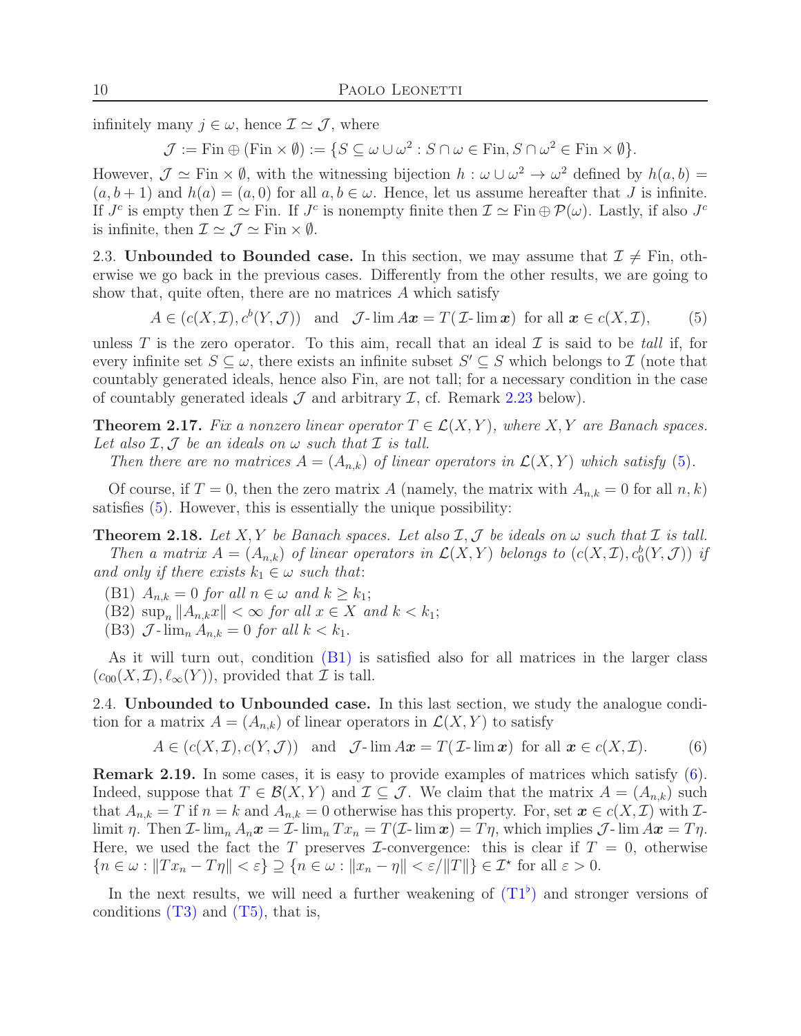infinitely many $j \in \omega$, hence $\mathcal{I} \simeq \mathcal{J}$, where

$$\mathcal{J} := \mathrm{Fin} \oplus (\mathrm{Fin} \times \emptyset) := \{S \subseteq \omega \cup \omega^2 : S \cap \omega \in \mathrm{Fin}, S \cap \omega^2 \in \mathrm{Fin} \times \emptyset\}.$$

However, $\mathcal{J} \simeq \mathrm{Fin} \times \emptyset$, with the witnessing bijection $h : \omega \cup \omega^2 \to \omega^2$ defined by $h(a, b) = (a, b + 1)$ and $h(a) = (a, 0)$ for all $a, b \in \omega$. Hence, let us assume hereafter that $J$ is infinite. If $J^c$ is empty then $\mathcal{I} \simeq \mathrm{Fin}$. If $J^c$ is nonempty finite then $\mathcal{I} \simeq \mathrm{Fin} \oplus \mathcal{P}(\omega)$. Lastly, if also $J^c$ is infinite, then $\mathcal{I} \simeq \mathcal{J} \simeq \mathrm{Fin} \times \emptyset$.

2.3. **Unbounded to Bounded case.** In this section, we may assume that $\mathcal{I} \neq \mathrm{Fin}$, otherwise we go back in the previous cases. Differently from the other results, we are going to show that, quite often, there are no matrices $A$ which satisfy

$$A \in (c(X, \mathcal{I}), c^b(Y, \mathcal{J})) \quad \text{and} \quad \mathcal{J}\text{-}\lim A\boldsymbol{x} = T(\mathcal{I}\text{-}\lim \boldsymbol{x}) \text{ for all } \boldsymbol{x} \in c(X, \mathcal{I}), \tag{5}$$

unless $T$ is the zero operator. To this aim, recall that an ideal $\mathcal{I}$ is said to be *tall* if, for every infinite set $S \subseteq \omega$, there exists an infinite subset $S' \subseteq S$ which belongs to $\mathcal{I}$ (note that countably generated ideals, hence also Fin, are not tall; for a necessary condition in the case of countably generated ideals $\mathcal{J}$ and arbitrary $\mathcal{I}$, cf. Remark 2.23 below).

**Theorem 2.17.** *Fix a nonzero linear operator $T \in \mathcal{L}(X, Y)$, where $X, Y$ are Banach spaces. Let also $\mathcal{I}, \mathcal{J}$ be an ideals on $\omega$ such that $\mathcal{I}$ is tall.*

*Then there are no matrices $A = (A_{n,k})$ of linear operators in $\mathcal{L}(X, Y)$ which satisfy (5).*

Of course, if $T = 0$, then the zero matrix $A$ (namely, the matrix with $A_{n,k} = 0$ for all $n, k$) satisfies (5). However, this is essentially the unique possibility:

**Theorem 2.18.** *Let $X, Y$ be Banach spaces. Let also $\mathcal{I}, \mathcal{J}$ be ideals on $\omega$ such that $\mathcal{I}$ is tall.*

*Then a matrix $A = (A_{n,k})$ of linear operators in $\mathcal{L}(X, Y)$ belongs to $(c(X, \mathcal{I}), c_0^b(Y, \mathcal{J}))$ if and only if there exists $k_1 \in \omega$ such that*:

(B1) *$A_{n,k} = 0$ for all $n \in \omega$ and $k \geq k_1$;*
(B2) *$\sup_n \|A_{n,k}x\| < \infty$ for all $x \in X$ and $k < k_1$;*
(B3) *$\mathcal{J}\text{-}\lim_n A_{n,k} = 0$ for all $k < k_1$.*

As it will turn out, condition (B1) is satisfied also for all matrices in the larger class $(c_{00}(X, \mathcal{I}), \ell_\infty(Y))$, provided that $\mathcal{I}$ is tall.

2.4. **Unbounded to Unbounded case.** In this last section, we study the analogue condition for a matrix $A = (A_{n,k})$ of linear operators in $\mathcal{L}(X, Y)$ to satisfy

$$A \in (c(X, \mathcal{I}), c(Y, \mathcal{J})) \quad \text{and} \quad \mathcal{J}\text{-}\lim A\boldsymbol{x} = T(\mathcal{I}\text{-}\lim \boldsymbol{x}) \text{ for all } \boldsymbol{x} \in c(X, \mathcal{I}). \tag{6}$$

**Remark 2.19.** In some cases, it is easy to provide examples of matrices which satisfy (6). Indeed, suppose that $T \in \mathcal{B}(X, Y)$ and $\mathcal{I} \subseteq \mathcal{J}$. We claim that the matrix $A = (A_{n,k})$ such that $A_{n,k} = T$ if $n = k$ and $A_{n,k} = 0$ otherwise has this property. For, set $\boldsymbol{x} \in c(X, \mathcal{I})$ with $\mathcal{I}$-limit $\eta$. Then $\mathcal{I}\text{-}\lim_n A_n\boldsymbol{x} = \mathcal{I}\text{-}\lim_n Tx_n = T(\mathcal{I}\text{-}\lim \boldsymbol{x}) = T\eta$, which implies $\mathcal{J}\text{-}\lim A\boldsymbol{x} = T\eta$. Here, we used the fact the $T$ preserves $\mathcal{I}$-convergence: this is clear if $T = 0$, otherwise $\{n \in \omega : \|Tx_n - T\eta\| < \varepsilon\} \supseteq \{n \in \omega : \|x_n - \eta\| < \varepsilon/\|T\|\} \in \mathcal{I}^\star$ for all $\varepsilon > 0$.

In the next results, we will need a further weakening of (T1$^\flat$) and stronger versions of conditions (T3) and (T5), that is,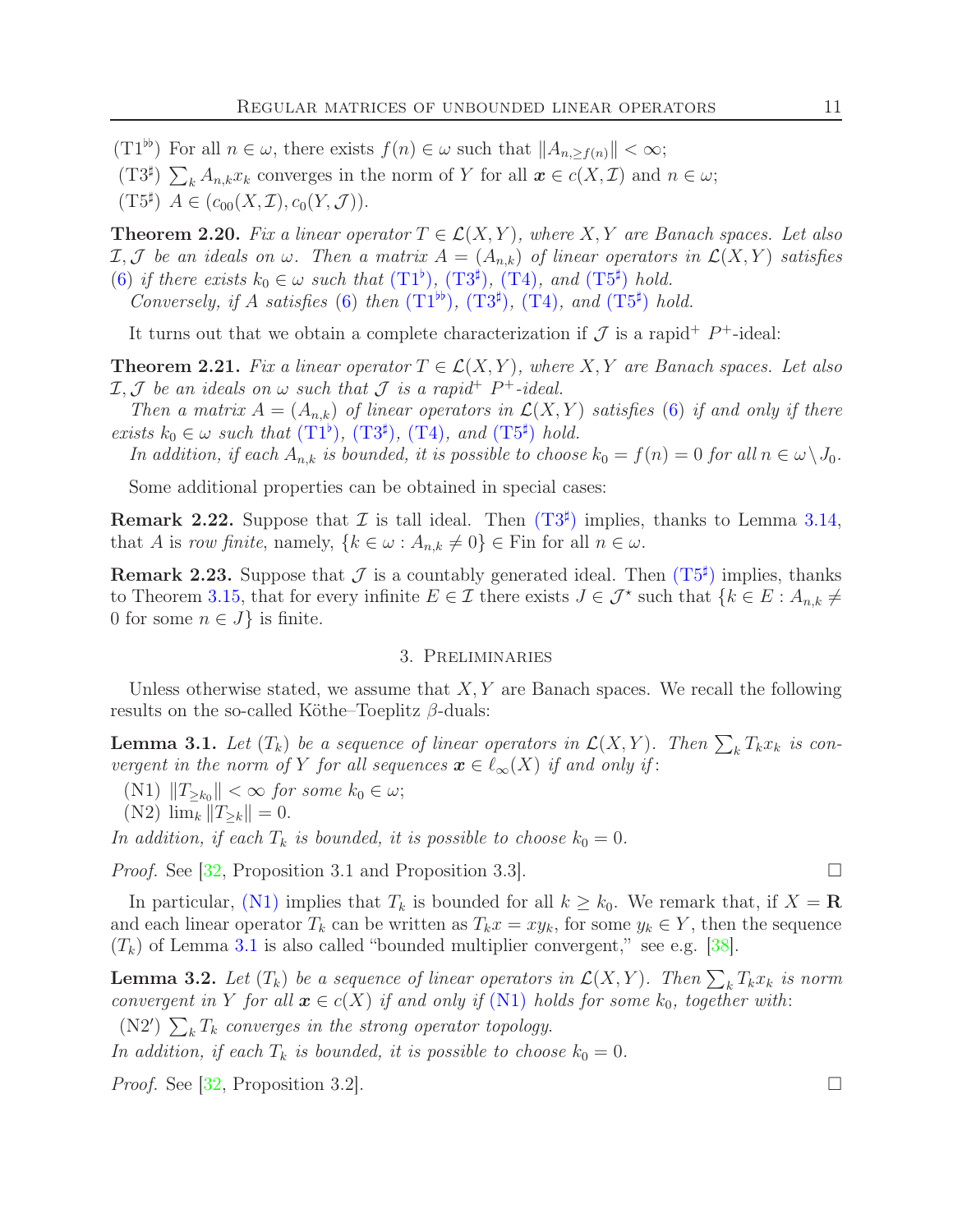(T1$^{\flat\flat}$) For all $n \in \omega$, there exists $f(n) \in \omega$ such that $\|A_{n,\ge f(n)}\| < \infty$;

(T3$^\sharp$) $\sum_k A_{n,k}x_k$ converges in the norm of $Y$ for all $\boldsymbol{x} \in c(X, \mathcal{I})$ and $n \in \omega$;

(T5$^\sharp$) $A \in (c_{00}(X, \mathcal{I}), c_0(Y, \mathcal{J}))$.

**Theorem 2.20.** *Fix a linear operator $T \in \mathcal{L}(X, Y)$, where $X, Y$ are Banach spaces. Let also $\mathcal{I}, \mathcal{J}$ be an ideals on $\omega$. Then a matrix $A = (A_{n,k})$ of linear operators in $\mathcal{L}(X, Y)$ satisfies (6) if there exists $k_0 \in \omega$ such that (T1$^\flat$), (T3$^\sharp$), (T4), and (T5$^\sharp$) hold.*

*Conversely, if $A$ satisfies (6) then (T1$^{\flat\flat}$), (T3$^\sharp$), (T4), and (T5$^\sharp$) hold.*

It turns out that we obtain a complete characterization if $\mathcal{J}$ is a rapid$^+$ $P^+$-ideal:

**Theorem 2.21.** *Fix a linear operator $T \in \mathcal{L}(X, Y)$, where $X, Y$ are Banach spaces. Let also $\mathcal{I}, \mathcal{J}$ be an ideals on $\omega$ such that $\mathcal{J}$ is a rapid$^+$ $P^+$-ideal.*

*Then a matrix $A = (A_{n,k})$ of linear operators in $\mathcal{L}(X, Y)$ satisfies (6) if and only if there exists $k_0 \in \omega$ such that (T1$^\flat$), (T3$^\sharp$), (T4), and (T5$^\sharp$) hold.*

*In addition, if each $A_{n,k}$ is bounded, it is possible to choose $k_0 = f(n) = 0$ for all $n \in \omega \setminus J_0$.*

Some additional properties can be obtained in special cases:

**Remark 2.22.** Suppose that $\mathcal{I}$ is tall ideal. Then (T3$^\sharp$) implies, thanks to Lemma 3.14, that $A$ is *row finite*, namely, $\{k \in \omega : A_{n,k} \neq 0\} \in \mathrm{Fin}$ for all $n \in \omega$.

**Remark 2.23.** Suppose that $\mathcal{J}$ is a countably generated ideal. Then (T5$^\sharp$) implies, thanks to Theorem 3.15, that for every infinite $E \in \mathcal{I}$ there exists $J \in \mathcal{J}^\star$ such that $\{k \in E : A_{n,k} \neq 0 \text{ for some } n \in J\}$ is finite.

## 3. Preliminaries

Unless otherwise stated, we assume that $X, Y$ are Banach spaces. We recall the following results on the so-called Köthe–Toeplitz $\beta$-duals:

**Lemma 3.1.** *Let $(T_k)$ be a sequence of linear operators in $\mathcal{L}(X, Y)$. Then $\sum_k T_k x_k$ is convergent in the norm of $Y$ for all sequences $\boldsymbol{x} \in \ell_\infty(X)$ if and only if:*

(N1) *$\|T_{\ge k_0}\| < \infty$ for some $k_0 \in \omega$;*

(N2) *$\lim_k \|T_{\ge k}\| = 0$.*

*In addition, if each $T_k$ is bounded, it is possible to choose $k_0 = 0$.*

*Proof.* See [32, Proposition 3.1 and Proposition 3.3]. □

In particular, (N1) implies that $T_k$ is bounded for all $k \ge k_0$. We remark that, if $X = \mathbf{R}$ and each linear operator $T_k$ can be written as $T_k x = x y_k$, for some $y_k \in Y$, then the sequence $(T_k)$ of Lemma 3.1 is also called "bounded multiplier convergent," see e.g. [38].

**Lemma 3.2.** *Let $(T_k)$ be a sequence of linear operators in $\mathcal{L}(X, Y)$. Then $\sum_k T_k x_k$ is norm convergent in $Y$ for all $\boldsymbol{x} \in c(X)$ if and only if (N1) holds for some $k_0$, together with:*

(N2$'$) *$\sum_k T_k$ converges in the strong operator topology.*

*In addition, if each $T_k$ is bounded, it is possible to choose $k_0 = 0$.*

*Proof.* See [32, Proposition 3.2]. □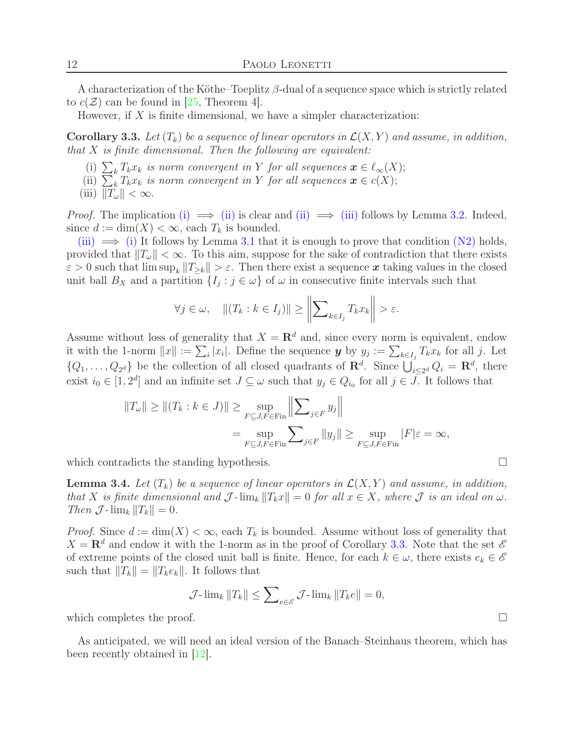A characterization of the Köthe–Toeplitz $\beta$-dual of a sequence space which is strictly related to $c(\mathcal{Z})$ can be found in [25, Theorem 4].

However, if $X$ is finite dimensional, we have a simpler characterization:

**Corollary 3.3.** *Let $(T_k)$ be a sequence of linear operators in $\mathcal{L}(X,Y)$ and assume, in addition, that $X$ is finite dimensional. Then the following are equivalent:*

(i) *$\sum_k T_k x_k$ is norm convergent in $Y$ for all sequences $\boldsymbol{x} \in \ell_\infty(X)$;*

(ii) *$\sum_k T_k x_k$ is norm convergent in $Y$ for all sequences $\boldsymbol{x} \in c(X)$;*

(iii) *$\|T_\omega\| < \infty$.*

*Proof.* The implication (i) $\implies$ (ii) is clear and (ii) $\implies$ (iii) follows by Lemma 3.2. Indeed, since $d := \dim(X) < \infty$, each $T_k$ is bounded.

(iii) $\implies$ (i) It follows by Lemma 3.1 that it is enough to prove that condition (N2) holds, provided that $\|T_\omega\| < \infty$. To this aim, suppose for the sake of contradiction that there exists $\varepsilon > 0$ such that $\limsup_k \|T_{\geq k}\| > \varepsilon$. Then there exist a sequence $\boldsymbol{x}$ taking values in the closed unit ball $B_X$ and a partition $\{I_j : j \in \omega\}$ of $\omega$ in consecutive finite intervals such that

$$\forall j \in \omega, \quad \|(T_k : k \in I_j)\| \geq \left\| \sum\nolimits_{k \in I_j} T_k x_k \right\| > \varepsilon.$$

Assume without loss of generality that $X = \mathbf{R}^d$ and, since every norm is equivalent, endow it with the 1-norm $\|x\| := \sum_i |x_i|$. Define the sequence $\boldsymbol{y}$ by $y_j := \sum_{k \in I_j} T_k x_k$ for all $j$. Let $\{Q_1, \ldots, Q_{2^d}\}$ be the collection of all closed quadrants of $\mathbf{R}^d$. Since $\bigcup_{i \leq 2^d} Q_i = \mathbf{R}^d$, there exist $i_0 \in [1, 2^d]$ and an infinite set $J \subseteq \omega$ such that $y_j \in Q_{i_0}$ for all $j \in J$. It follows that

$$\begin{aligned}\|T_\omega\| \geq \|(T_k : k \in J)\| &\geq \sup_{F \subseteq J, F \in \mathrm{Fin}} \left\| \sum\nolimits_{j \in F} y_j \right\| \\ &= \sup_{F \subseteq J, F \in \mathrm{Fin}} \sum\nolimits_{j \in F} \|y_j\| \geq \sup_{F \subseteq J, F \in \mathrm{Fin}} |F|\varepsilon = \infty,\end{aligned}$$

which contradicts the standing hypothesis. $\square$

**Lemma 3.4.** *Let $(T_k)$ be a sequence of linear operators in $\mathcal{L}(X,Y)$ and assume, in addition, that $X$ is finite dimensional and $\mathcal{J}\text{-}\lim_k \|T_k x\| = 0$ for all $x \in X$, where $\mathcal{J}$ is an ideal on $\omega$. Then $\mathcal{J}\text{-}\lim_k \|T_k\| = 0$.*

*Proof.* Since $d := \dim(X) < \infty$, each $T_k$ is bounded. Assume without loss of generality that $X = \mathbf{R}^d$ and endow it with the 1-norm as in the proof of Corollary 3.3. Note that the set $\mathscr{E}$ of extreme points of the closed unit ball is finite. Hence, for each $k \in \omega$, there exists $e_k \in \mathscr{E}$ such that $\|T_k\| = \|T_k e_k\|$. It follows that

$$\mathcal{J}\text{-}\lim\nolimits_k \|T_k\| \leq \sum\nolimits_{e \in \mathscr{E}} \mathcal{J}\text{-}\lim\nolimits_k \|T_k e\| = 0,$$

which completes the proof. $\square$

As anticipated, we will need an ideal version of the Banach–Steinhaus theorem, which has been recently obtained in [12].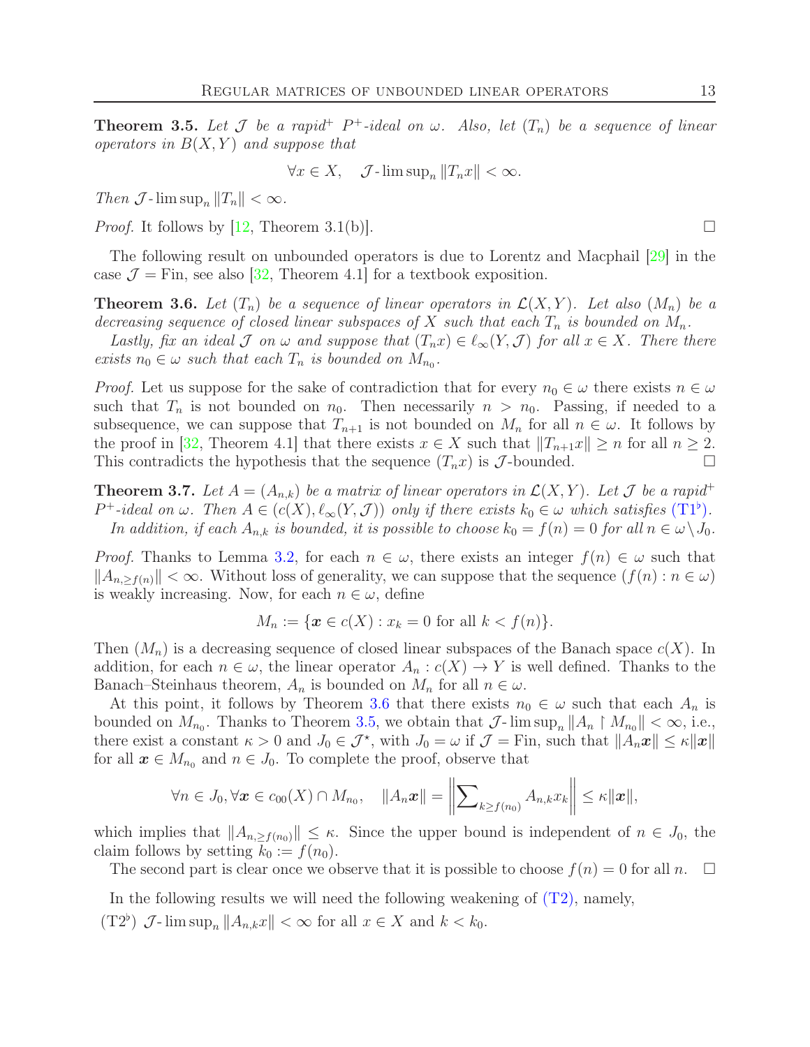**Theorem 3.5.** *Let $\mathcal{J}$ be a rapid$^+$ $P^+$-ideal on $\omega$. Also, let $(T_n)$ be a sequence of linear operators in $B(X,Y)$ and suppose that*

$$\forall x \in X, \quad \mathcal{J}\text{-}\limsup_n \|T_n x\| < \infty.$$

*Then $\mathcal{J}\text{-}\limsup_n \|T_n\| < \infty$.*

*Proof.* It follows by [12, Theorem 3.1(b)]. □

The following result on unbounded operators is due to Lorentz and Macphail [29] in the case $\mathcal{J} = \mathrm{Fin}$, see also [32, Theorem 4.1] for a textbook exposition.

**Theorem 3.6.** *Let $(T_n)$ be a sequence of linear operators in $\mathcal{L}(X,Y)$. Let also $(M_n)$ be a decreasing sequence of closed linear subspaces of $X$ such that each $T_n$ is bounded on $M_n$.*

*Lastly, fix an ideal $\mathcal{J}$ on $\omega$ and suppose that $(T_n x) \in \ell_\infty(Y, \mathcal{J})$ for all $x \in X$. There there exists $n_0 \in \omega$ such that each $T_n$ is bounded on $M_{n_0}$.*

*Proof.* Let us suppose for the sake of contradiction that for every $n_0 \in \omega$ there exists $n \in \omega$ such that $T_n$ is not bounded on $n_0$. Then necessarily $n > n_0$. Passing, if needed to a subsequence, we can suppose that $T_{n+1}$ is not bounded on $M_n$ for all $n \in \omega$. It follows by the proof in [32, Theorem 4.1] that there exists $x \in X$ such that $\|T_{n+1}x\| \ge n$ for all $n \ge 2$. This contradicts the hypothesis that the sequence $(T_n x)$ is $\mathcal{J}$-bounded. □

**Theorem 3.7.** *Let $A = (A_{n,k})$ be a matrix of linear operators in $\mathcal{L}(X,Y)$. Let $\mathcal{J}$ be a rapid$^+$ $P^+$-ideal on $\omega$. Then $A \in (c(X), \ell_\infty(Y, \mathcal{J}))$ only if there exists $k_0 \in \omega$ which satisfies (T1$^\flat$).*

*In addition, if each $A_{n,k}$ is bounded, it is possible to choose $k_0 = f(n) = 0$ for all $n \in \omega \setminus J_0$.*

*Proof.* Thanks to Lemma 3.2, for each $n \in \omega$, there exists an integer $f(n) \in \omega$ such that $\|A_{n, \ge f(n)}\| < \infty$. Without loss of generality, we can suppose that the sequence $(f(n) : n \in \omega)$ is weakly increasing. Now, for each $n \in \omega$, define

$$M_n := \{\boldsymbol{x} \in c(X) : x_k = 0 \text{ for all } k < f(n)\}.$$

Then $(M_n)$ is a decreasing sequence of closed linear subspaces of the Banach space $c(X)$. In addition, for each $n \in \omega$, the linear operator $A_n : c(X) \to Y$ is well defined. Thanks to the Banach–Steinhaus theorem, $A_n$ is bounded on $M_n$ for all $n \in \omega$.

At this point, it follows by Theorem 3.6 that there exists $n_0 \in \omega$ such that each $A_n$ is bounded on $M_{n_0}$. Thanks to Theorem 3.5, we obtain that $\mathcal{J}\text{-}\limsup_n \|A_n \upharpoonright M_{n_0}\| < \infty$, i.e., there exist a constant $\kappa > 0$ and $J_0 \in \mathcal{J}^\star$, with $J_0 = \omega$ if $\mathcal{J} = \mathrm{Fin}$, such that $\|A_n \boldsymbol{x}\| \le \kappa \|\boldsymbol{x}\|$ for all $\boldsymbol{x} \in M_{n_0}$ and $n \in J_0$. To complete the proof, observe that

$$\forall n \in J_0, \forall \boldsymbol{x} \in c_{00}(X) \cap M_{n_0}, \quad \|A_n \boldsymbol{x}\| = \left\| \sum\nolimits_{k \ge f(n_0)} A_{n,k} x_k \right\| \le \kappa \|\boldsymbol{x}\|,$$

which implies that $\|A_{n, \ge f(n_0)}\| \le \kappa$. Since the upper bound is independent of $n \in J_0$, the claim follows by setting $k_0 := f(n_0)$.

The second part is clear once we observe that it is possible to choose $f(n) = 0$ for all $n$. □

In the following results we will need the following weakening of (T2), namely,

(T2$^\flat$) $\mathcal{J}\text{-}\limsup_n \|A_{n,k} x\| < \infty$ for all $x \in X$ and $k < k_0$.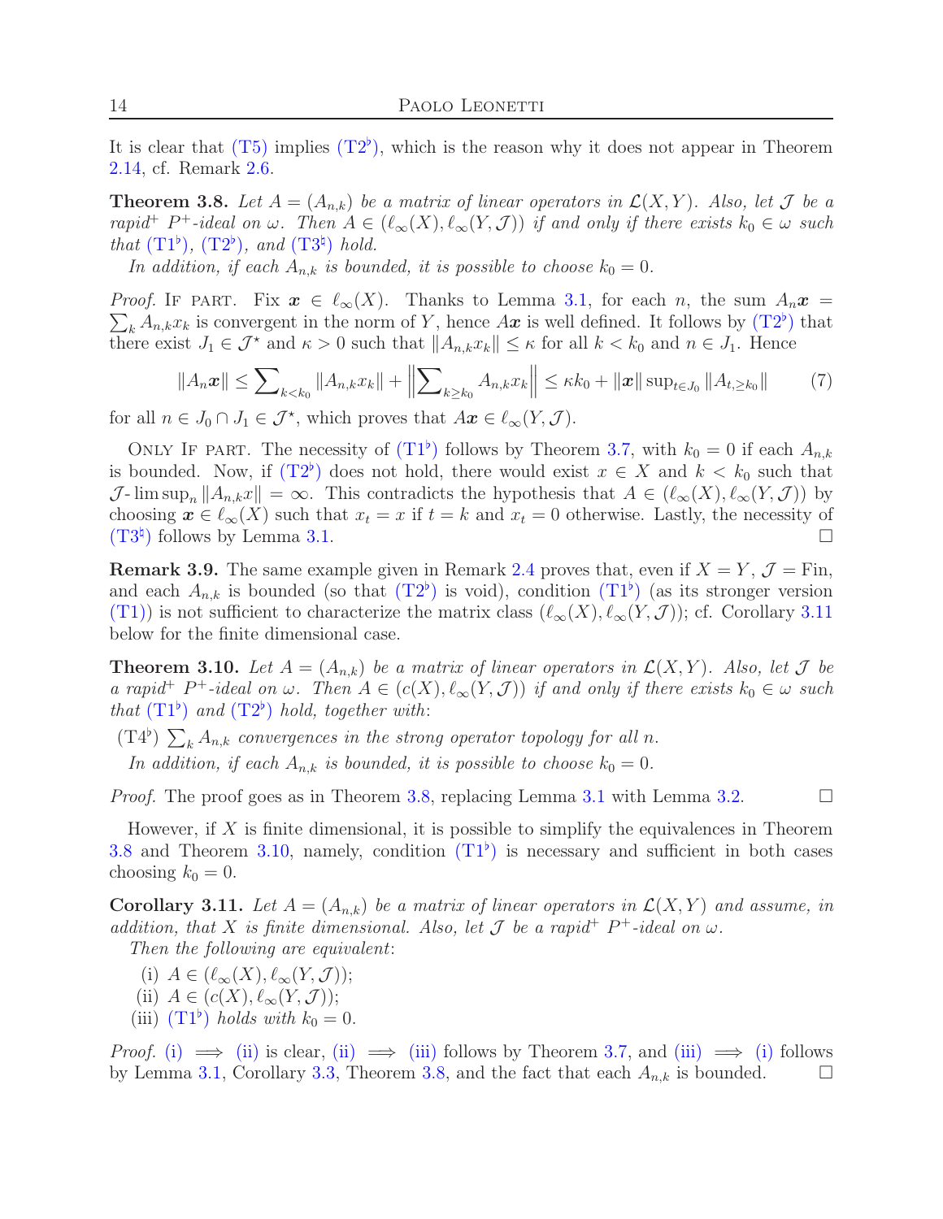It is clear that (T5) implies (T2$^\flat$), which is the reason why it does not appear in Theorem 2.14, cf. Remark 2.6.

**Theorem 3.8.** *Let $A=(A_{n,k})$ be a matrix of linear operators in $\mathcal{L}(X,Y)$. Also, let $\mathcal{J}$ be a rapid$^+$ $P^+$-ideal on $\omega$. Then $A \in (\ell_\infty(X), \ell_\infty(Y,\mathcal{J}))$ if and only if there exists $k_0 \in \omega$ such that (T1$^\flat$), (T2$^\flat$), and (T3$^\natural$) hold.*

*In addition, if each $A_{n,k}$ is bounded, it is possible to choose $k_0=0$.*

*Proof.* If part. Fix $\boldsymbol{x} \in \ell_\infty(X)$. Thanks to Lemma 3.1, for each $n$, the sum $A_n\boldsymbol{x} = \sum_k A_{n,k}x_k$ is convergent in the norm of $Y$, hence $A\boldsymbol{x}$ is well defined. It follows by (T2$^\flat$) that there exist $J_1 \in \mathcal{J}^\star$ and $\kappa>0$ such that $\|A_{n,k}x_k\| \le \kappa$ for all $k<k_0$ and $n \in J_1$. Hence

$$\|A_n\boldsymbol{x}\| \le \sum\nolimits_{k<k_0}\|A_{n,k}x_k\| + \left\|\sum\nolimits_{k\ge k_0} A_{n,k}x_k\right\| \le \kappa k_0 + \|\boldsymbol{x}\|\sup\nolimits_{t\in J_0}\|A_{t,\ge k_0}\| \qquad (7)$$

for all $n \in J_0 \cap J_1 \in \mathcal{J}^\star$, which proves that $A\boldsymbol{x} \in \ell_\infty(Y,\mathcal{J})$.

Only If part. The necessity of (T1$^\flat$) follows by Theorem 3.7, with $k_0=0$ if each $A_{n,k}$ is bounded. Now, if (T2$^\flat$) does not hold, there would exist $x \in X$ and $k<k_0$ such that $\mathcal{J}\text{-}\limsup_n \|A_{n,k}x\|=\infty$. This contradicts the hypothesis that $A \in (\ell_\infty(X), \ell_\infty(Y,\mathcal{J}))$ by choosing $\boldsymbol{x} \in \ell_\infty(X)$ such that $x_t=x$ if $t=k$ and $x_t=0$ otherwise. Lastly, the necessity of (T3$^\natural$) follows by Lemma 3.1. $\square$

**Remark 3.9.** The same example given in Remark 2.4 proves that, even if $X=Y$, $\mathcal{J}=\mathrm{Fin}$, and each $A_{n,k}$ is bounded (so that (T2$^\flat$) is void), condition (T1$^\flat$) (as its stronger version (T1)) is not sufficient to characterize the matrix class $(\ell_\infty(X), \ell_\infty(Y,\mathcal{J}))$; cf. Corollary 3.11 below for the finite dimensional case.

**Theorem 3.10.** *Let $A=(A_{n,k})$ be a matrix of linear operators in $\mathcal{L}(X,Y)$. Also, let $\mathcal{J}$ be a rapid$^+$ $P^+$-ideal on $\omega$. Then $A \in (c(X), \ell_\infty(Y,\mathcal{J}))$ if and only if there exists $k_0 \in \omega$ such that (T1$^\flat$) and (T2$^\flat$) hold, together with:*

(T4$^\flat$) *$\sum_k A_{n,k}$ convergences in the strong operator topology for all $n$.*

*In addition, if each $A_{n,k}$ is bounded, it is possible to choose $k_0=0$.*

*Proof.* The proof goes as in Theorem 3.8, replacing Lemma 3.1 with Lemma 3.2. $\square$

However, if $X$ is finite dimensional, it is possible to simplify the equivalences in Theorem 3.8 and Theorem 3.10, namely, condition (T1$^\flat$) is necessary and sufficient in both cases choosing $k_0=0$.

**Corollary 3.11.** *Let $A=(A_{n,k})$ be a matrix of linear operators in $\mathcal{L}(X,Y)$ and assume, in addition, that $X$ is finite dimensional. Also, let $\mathcal{J}$ be a rapid$^+$ $P^+$-ideal on $\omega$.*

*Then the following are equivalent:*

- (i) *$A \in (\ell_\infty(X), \ell_\infty(Y,\mathcal{J}))$;*
- (ii) *$A \in (c(X), \ell_\infty(Y,\mathcal{J}))$;*
- (iii) *(T1$^\flat$) holds with $k_0=0$.*

*Proof.* (i) $\implies$ (ii) is clear, (ii) $\implies$ (iii) follows by Theorem 3.7, and (iii) $\implies$ (i) follows by Lemma 3.1, Corollary 3.3, Theorem 3.8, and the fact that each $A_{n,k}$ is bounded. $\square$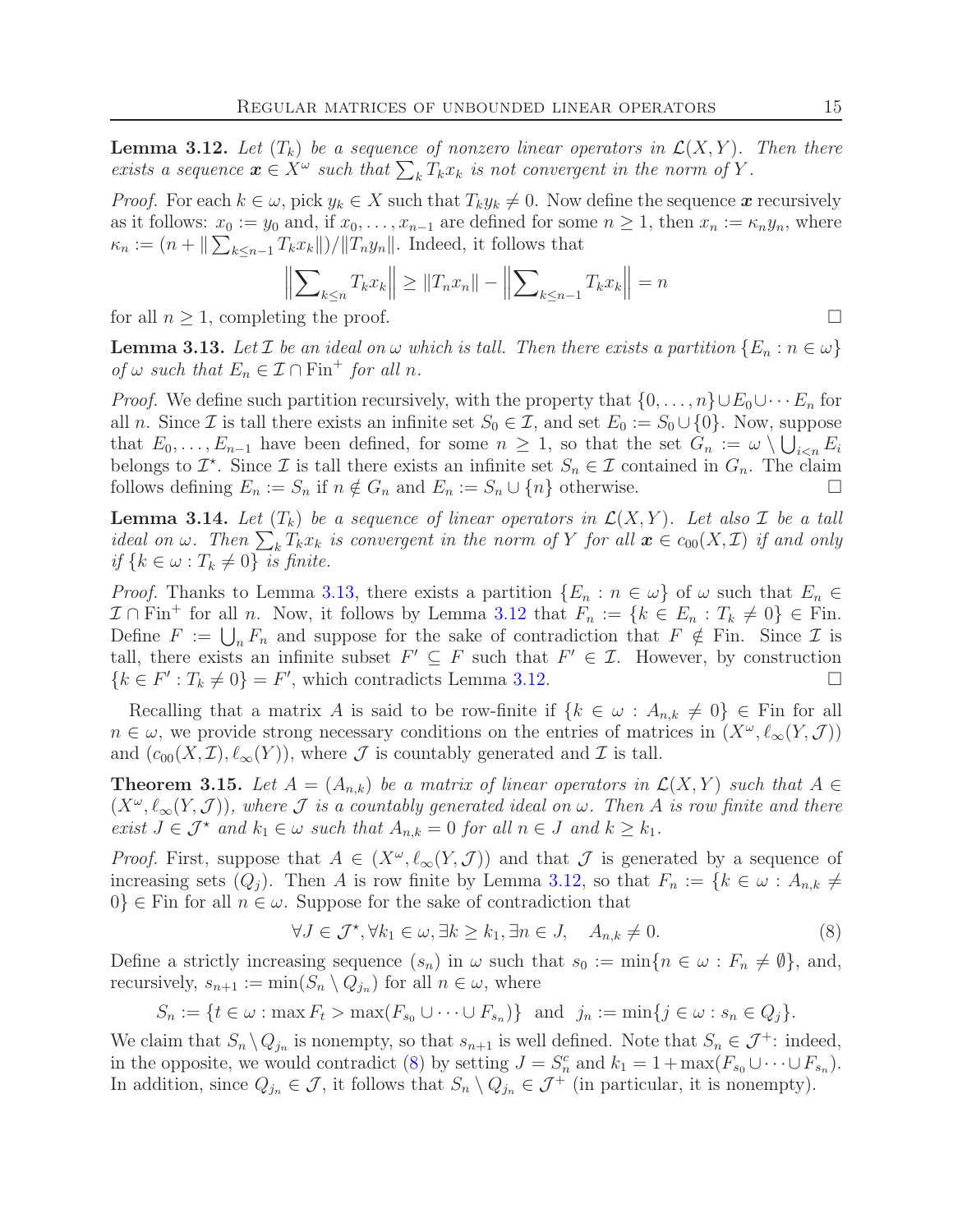**Lemma 3.12.** *Let $(T_k)$ be a sequence of nonzero linear operators in $\mathcal{L}(X,Y)$. Then there exists a sequence $\boldsymbol{x} \in X^\omega$ such that $\sum_k T_k x_k$ is not convergent in the norm of $Y$.*

*Proof.* For each $k \in \omega$, pick $y_k \in X$ such that $T_k y_k \neq 0$. Now define the sequence $\boldsymbol{x}$ recursively as it follows: $x_0 := y_0$ and, if $x_0, \ldots, x_{n-1}$ are defined for some $n \geq 1$, then $x_n := \kappa_n y_n$, where $\kappa_n := (n + \|\sum_{k \leq n-1} T_k x_k\|)/\|T_n y_n\|$. Indeed, it follows that

$$\left\|\sum\nolimits_{k \leq n} T_k x_k\right\| \geq \|T_n x_n\| - \left\|\sum\nolimits_{k \leq n-1} T_k x_k\right\| = n$$

for all $n \geq 1$, completing the proof. $\square$

**Lemma 3.13.** *Let $\mathcal{I}$ be an ideal on $\omega$ which is tall. Then there exists a partition $\{E_n : n \in \omega\}$ of $\omega$ such that $E_n \in \mathcal{I} \cap \mathrm{Fin}^+$ for all $n$.*

*Proof.* We define such partition recursively, with the property that $\{0, \ldots, n\} \cup E_0 \cup \cdots E_n$ for all $n$. Since $\mathcal{I}$ is tall there exists an infinite set $S_0 \in \mathcal{I}$, and set $E_0 := S_0 \cup \{0\}$. Now, suppose that $E_0, \ldots, E_{n-1}$ have been defined, for some $n \geq 1$, so that the set $G_n := \omega \setminus \bigcup_{i<n} E_i$ belongs to $\mathcal{I}^\star$. Since $\mathcal{I}$ is tall there exists an infinite set $S_n \in \mathcal{I}$ contained in $G_n$. The claim follows defining $E_n := S_n$ if $n \notin G_n$ and $E_n := S_n \cup \{n\}$ otherwise. $\square$

**Lemma 3.14.** *Let $(T_k)$ be a sequence of linear operators in $\mathcal{L}(X,Y)$. Let also $\mathcal{I}$ be a tall ideal on $\omega$. Then $\sum_k T_k x_k$ is convergent in the norm of $Y$ for all $\boldsymbol{x} \in c_{00}(X, \mathcal{I})$ if and only if $\{k \in \omega : T_k \neq 0\}$ is finite.*

*Proof.* Thanks to Lemma 3.13, there exists a partition $\{E_n : n \in \omega\}$ of $\omega$ such that $E_n \in \mathcal{I} \cap \mathrm{Fin}^+$ for all $n$. Now, it follows by Lemma 3.12 that $F_n := \{k \in E_n : T_k \neq 0\} \in \mathrm{Fin}$. Define $F := \bigcup_n F_n$ and suppose for the sake of contradiction that $F \notin \mathrm{Fin}$. Since $\mathcal{I}$ is tall, there exists an infinite subset $F' \subseteq F$ such that $F' \in \mathcal{I}$. However, by construction $\{k \in F' : T_k \neq 0\} = F'$, which contradicts Lemma 3.12. $\square$

Recalling that a matrix $A$ is said to be row-finite if $\{k \in \omega : A_{n,k} \neq 0\} \in \mathrm{Fin}$ for all $n \in \omega$, we provide strong necessary conditions on the entries of matrices in $(X^\omega, \ell_\infty(Y, \mathcal{J}))$ and $(c_{00}(X, \mathcal{I}), \ell_\infty(Y))$, where $\mathcal{J}$ is countably generated and $\mathcal{I}$ is tall.

**Theorem 3.15.** *Let $A = (A_{n,k})$ be a matrix of linear operators in $\mathcal{L}(X,Y)$ such that $A \in (X^\omega, \ell_\infty(Y, \mathcal{J}))$, where $\mathcal{J}$ is a countably generated ideal on $\omega$. Then $A$ is row finite and there exist $J \in \mathcal{J}^\star$ and $k_1 \in \omega$ such that $A_{n,k} = 0$ for all $n \in J$ and $k \geq k_1$.*

*Proof.* First, suppose that $A \in (X^\omega, \ell_\infty(Y, \mathcal{J}))$ and that $\mathcal{J}$ is generated by a sequence of increasing sets $(Q_j)$. Then $A$ is row finite by Lemma 3.12, so that $F_n := \{k \in \omega : A_{n,k} \neq 0\} \in \mathrm{Fin}$ for all $n \in \omega$. Suppose for the sake of contradiction that

$$\forall J \in \mathcal{J}^\star, \forall k_1 \in \omega, \exists k \geq k_1, \exists n \in J, \quad A_{n,k} \neq 0. \tag{8}$$

Define a strictly increasing sequence $(s_n)$ in $\omega$ such that $s_0 := \min\{n \in \omega : F_n \neq \emptyset\}$, and, recursively, $s_{n+1} := \min(S_n \setminus Q_{j_n})$ for all $n \in \omega$, where

$$S_n := \{t \in \omega : \max F_t > \max(F_{s_0} \cup \cdots \cup F_{s_n})\} \quad \text{and} \quad j_n := \min\{j \in \omega : s_n \in Q_j\}.$$

We claim that $S_n \setminus Q_{j_n}$ is nonempty, so that $s_{n+1}$ is well defined. Note that $S_n \in \mathcal{J}^+$: indeed, in the opposite, we would contradict (8) by setting $J = S_n^c$ and $k_1 = 1 + \max(F_{s_0} \cup \cdots \cup F_{s_n})$. In addition, since $Q_{j_n} \in \mathcal{J}$, it follows that $S_n \setminus Q_{j_n} \in \mathcal{J}^+$ (in particular, it is nonempty).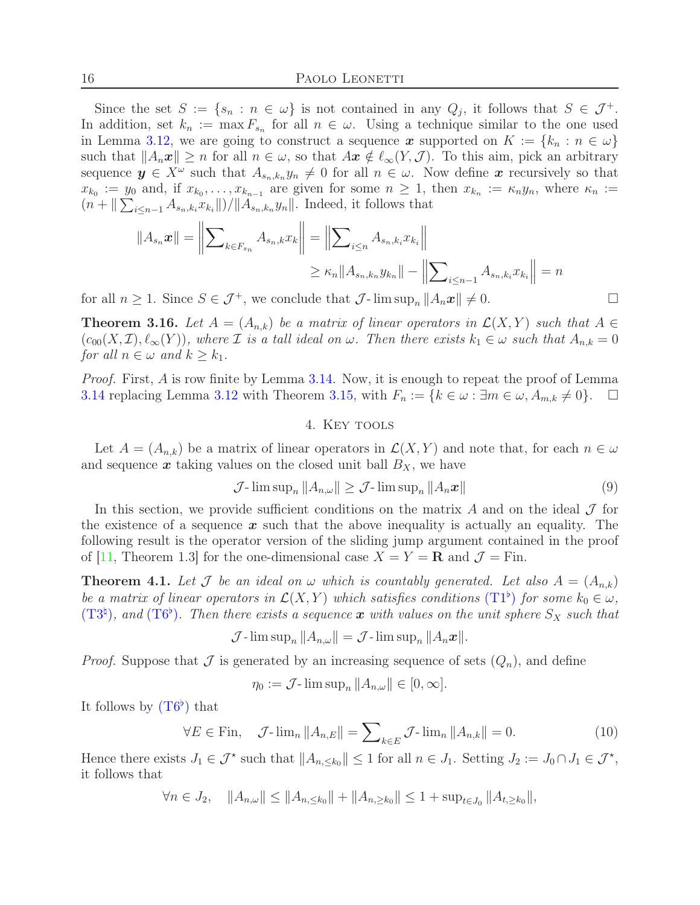Since the set $S := \{s_n : n \in \omega\}$ is not contained in any $Q_j$, it follows that $S \in \mathcal{J}^+$. In addition, set $k_n := \max F_{s_n}$ for all $n \in \omega$. Using a technique similar to the one used in Lemma 3.12, we are going to construct a sequence $\boldsymbol{x}$ supported on $K := \{k_n : n \in \omega\}$ such that $\|A_n \boldsymbol{x}\| \ge n$ for all $n \in \omega$, so that $A\boldsymbol{x} \notin \ell_\infty(Y, \mathcal{J})$. To this aim, pick an arbitrary sequence $\boldsymbol{y} \in X^\omega$ such that $A_{s_n,k_n} y_n \neq 0$ for all $n \in \omega$. Now define $\boldsymbol{x}$ recursively so that $x_{k_0} := y_0$ and, if $x_{k_0}, \ldots, x_{k_{n-1}}$ are given for some $n \ge 1$, then $x_{k_n} := \kappa_n y_n$, where $\kappa_n := (n + \|\sum_{i \le n-1} A_{s_n,k_i} x_{k_i}\|)/\|A_{s_n,k_n} y_n\|$. Indeed, it follows that

$$\|A_{s_n}\boldsymbol{x}\| = \left\|\sum\nolimits_{k \in F_{s_n}} A_{s_n,k} x_k\right\| = \left\|\sum\nolimits_{i \le n} A_{s_n,k_i} x_{k_i}\right\|$$
$$\ge \kappa_n \|A_{s_n,k_n} y_{k_n}\| - \left\|\sum\nolimits_{i \le n-1} A_{s_n,k_i} x_{k_i}\right\| = n$$

for all $n \ge 1$. Since $S \in \mathcal{J}^+$, we conclude that $\mathcal{J}\text{-}\limsup_n \|A_n \boldsymbol{x}\| \neq 0$. $\square$

**Theorem 3.16.** *Let $A = (A_{n,k})$ be a matrix of linear operators in $\mathcal{L}(X, Y)$ such that $A \in (c_{00}(X, \mathcal{I}), \ell_\infty(Y))$, where $\mathcal{I}$ is a tall ideal on $\omega$. Then there exists $k_1 \in \omega$ such that $A_{n,k} = 0$ for all $n \in \omega$ and $k \ge k_1$.*

*Proof.* First, $A$ is row finite by Lemma 3.14. Now, it is enough to repeat the proof of Lemma 3.14 replacing Lemma 3.12 with Theorem 3.15, with $F_n := \{k \in \omega : \exists m \in \omega, A_{m,k} \neq 0\}$. $\square$

## 4. Key tools

Let $A = (A_{n,k})$ be a matrix of linear operators in $\mathcal{L}(X, Y)$ and note that, for each $n \in \omega$ and sequence $\boldsymbol{x}$ taking values on the closed unit ball $B_X$, we have

$$\mathcal{J}\text{-}\limsup\nolimits_n \|A_{n,\omega}\| \ge \mathcal{J}\text{-}\limsup\nolimits_n \|A_n \boldsymbol{x}\| \tag{9}$$

In this section, we provide sufficient conditions on the matrix $A$ and on the ideal $\mathcal{J}$ for the existence of a sequence $\boldsymbol{x}$ such that the above inequality is actually an equality. The following result is the operator version of the sliding jump argument contained in the proof of [11, Theorem 1.3] for the one-dimensional case $X = Y = \mathbf{R}$ and $\mathcal{J} = \mathrm{Fin}$.

**Theorem 4.1.** *Let $\mathcal{J}$ be an ideal on $\omega$ which is countably generated. Let also $A = (A_{n,k})$ be a matrix of linear operators in $\mathcal{L}(X, Y)$ which satisfies conditions (T1$^\flat$) for some $k_0 \in \omega$, (T3$^\natural$), and (T6$^\flat$). Then there exists a sequence $\boldsymbol{x}$ with values on the unit sphere $S_X$ such that*

$$\mathcal{J}\text{-}\limsup\nolimits_n \|A_{n,\omega}\| = \mathcal{J}\text{-}\limsup\nolimits_n \|A_n \boldsymbol{x}\|.$$

*Proof.* Suppose that $\mathcal{J}$ is generated by an increasing sequence of sets $(Q_n)$, and define

$$\eta_0 := \mathcal{J}\text{-}\limsup\nolimits_n \|A_{n,\omega}\| \in [0, \infty].$$

It follows by (T6$^\flat$) that

$$\forall E \in \mathrm{Fin}, \quad \mathcal{J}\text{-}\lim\nolimits_n \|A_{n,E}\| = \sum\nolimits_{k \in E} \mathcal{J}\text{-}\lim\nolimits_n \|A_{n,k}\| = 0. \tag{10}$$

Hence there exists $J_1 \in \mathcal{J}^\star$ such that $\|A_{n,\le k_0}\| \le 1$ for all $n \in J_1$. Setting $J_2 := J_0 \cap J_1 \in \mathcal{J}^\star$, it follows that

$$\forall n \in J_2, \quad \|A_{n,\omega}\| \le \|A_{n,\le k_0}\| + \|A_{n,\ge k_0}\| \le 1 + \sup\nolimits_{t \in J_0} \|A_{t,\ge k_0}\|,$$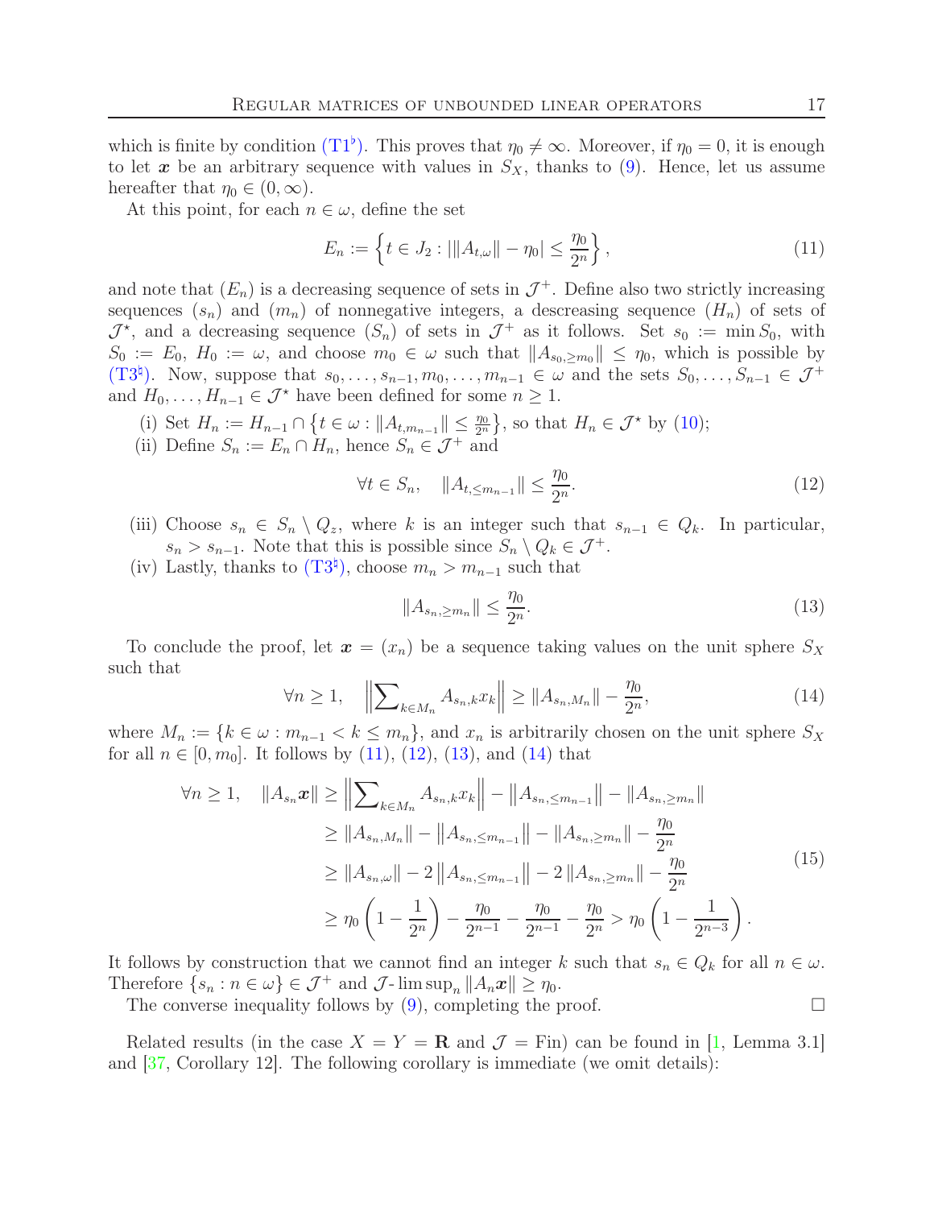which is finite by condition (T1$^\flat$). This proves that $\eta_0 \neq \infty$. Moreover, if $\eta_0 = 0$, it is enough to let $\boldsymbol{x}$ be an arbitrary sequence with values in $S_X$, thanks to (9). Hence, let us assume hereafter that $\eta_0 \in (0, \infty)$.

At this point, for each $n \in \omega$, define the set

$$E_n := \left\{ t \in J_2 : |\|A_{t,\omega}\| - \eta_0| \le \frac{\eta_0}{2^n} \right\}, \tag{11}$$

and note that $(E_n)$ is a decreasing sequence of sets in $\mathcal{J}^+$. Define also two strictly increasing sequences $(s_n)$ and $(m_n)$ of nonnegative integers, a descreasing sequence $(H_n)$ of sets of $\mathcal{J}^\star$, and a decreasing sequence $(S_n)$ of sets in $\mathcal{J}^+$ as it follows. Set $s_0 := \min S_0$, with $S_0 := E_0$, $H_0 := \omega$, and choose $m_0 \in \omega$ such that $\|A_{s_0, \ge m_0}\| \le \eta_0$, which is possible by (T3$^\natural$). Now, suppose that $s_0, \ldots, s_{n-1}, m_0, \ldots, m_{n-1} \in \omega$ and the sets $S_0, \ldots, S_{n-1} \in \mathcal{J}^+$ and $H_0, \ldots, H_{n-1} \in \mathcal{J}^\star$ have been defined for some $n \ge 1$.

(i) Set $H_n := H_{n-1} \cap \left\{ t \in \omega : \|A_{t,m_{n-1}}\| \le \frac{\eta_0}{2^n} \right\}$, so that $H_n \in \mathcal{J}^\star$ by (10);

(ii) Define $S_n := E_n \cap H_n$, hence $S_n \in \mathcal{J}^+$ and

$$\forall t \in S_n, \quad \|A_{t, \le m_{n-1}}\| \le \frac{\eta_0}{2^n}. \tag{12}$$

(iii) Choose $s_n \in S_n \setminus Q_z$, where $k$ is an integer such that $s_{n-1} \in Q_k$. In particular, $s_n > s_{n-1}$. Note that this is possible since $S_n \setminus Q_k \in \mathcal{J}^+$.

(iv) Lastly, thanks to (T3$^\natural$), choose $m_n > m_{n-1}$ such that

$$\|A_{s_n, \ge m_n}\| \le \frac{\eta_0}{2^n}. \tag{13}$$

To conclude the proof, let $\boldsymbol{x} = (x_n)$ be a sequence taking values on the unit sphere $S_X$ such that

$$\forall n \ge 1, \quad \left\| \sum\nolimits_{k \in M_n} A_{s_n,k} x_k \right\| \ge \|A_{s_n, M_n}\| - \frac{\eta_0}{2^n}, \tag{14}$$

where $M_n := \{k \in \omega : m_{n-1} < k \le m_n\}$, and $x_n$ is arbitrarily chosen on the unit sphere $S_X$ for all $n \in [0, m_0]$. It follows by (11), (12), (13), and (14) that

$$\begin{aligned}
\forall n \ge 1, \quad \|A_{s_n}\boldsymbol{x}\| &\ge \left\| \sum\nolimits_{k \in M_n} A_{s_n,k} x_k \right\| - \left\|A_{s_n, \le m_{n-1}}\right\| - \|A_{s_n, \ge m_n}\| \\
&\ge \|A_{s_n, M_n}\| - \left\|A_{s_n, \le m_{n-1}}\right\| - \|A_{s_n, \ge m_n}\| - \frac{\eta_0}{2^n} \\
&\ge \|A_{s_n, \omega}\| - 2\left\|A_{s_n, \le m_{n-1}}\right\| - 2\|A_{s_n, \ge m_n}\| - \frac{\eta_0}{2^n} \\
&\ge \eta_0 \left(1 - \frac{1}{2^n}\right) - \frac{\eta_0}{2^{n-1}} - \frac{\eta_0}{2^{n-1}} - \frac{\eta_0}{2^n} > \eta_0 \left(1 - \frac{1}{2^{n-3}}\right).
\end{aligned} \tag{15}$$

It follows by construction that we cannot find an integer $k$ such that $s_n \in Q_k$ for all $n \in \omega$. Therefore $\{s_n : n \in \omega\} \in \mathcal{J}^+$ and $\mathcal{J}\text{-}\limsup_n \|A_n \boldsymbol{x}\| \ge \eta_0$.

The converse inequality follows by (9), completing the proof. $\square$

Related results (in the case $X = Y = \mathbf{R}$ and $\mathcal{J} = \mathrm{Fin}$) can be found in [1, Lemma 3.1] and [37, Corollary 12]. The following corollary is immediate (we omit details):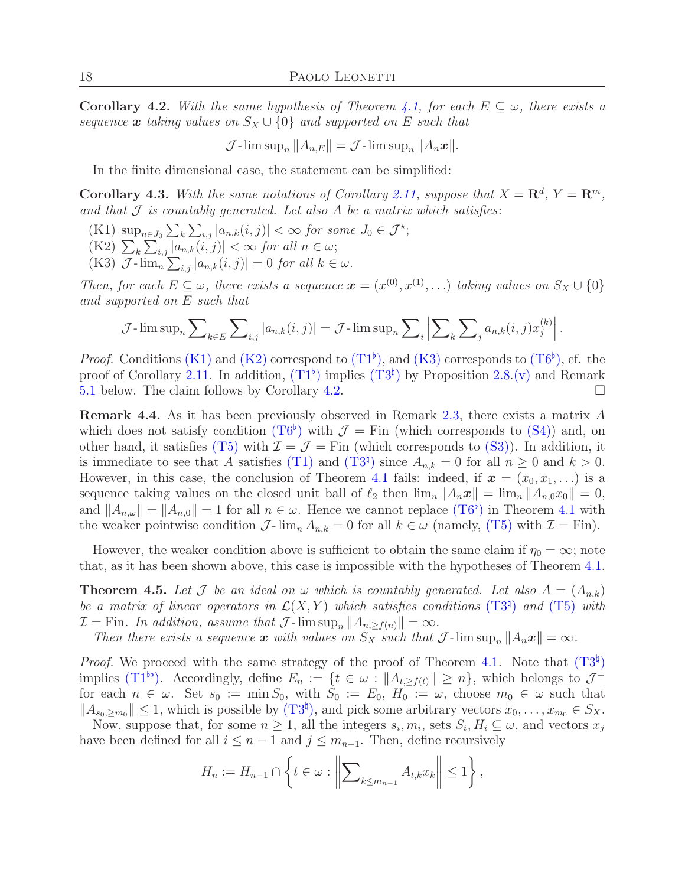**Corollary 4.2.** *With the same hypothesis of Theorem 4.1, for each $E \subseteq \omega$, there exists a sequence $\boldsymbol{x}$ taking values on $S_X \cup \{0\}$ and supported on $E$ such that*

$$\mathcal{J}\text{-}\limsup_n \|A_{n,E}\| = \mathcal{J}\text{-}\limsup_n \|A_n \boldsymbol{x}\|.$$

In the finite dimensional case, the statement can be simplified:

**Corollary 4.3.** *With the same notations of Corollary 2.11, suppose that $X = \mathbf{R}^d$, $Y = \mathbf{R}^m$, and that $\mathcal{J}$ is countably generated. Let also $A$ be a matrix which satisfies*:

(K1) $\sup_{n \in J_0} \sum_k \sum_{i,j} |a_{n,k}(i,j)| < \infty$ *for some $J_0 \in \mathcal{J}^\star$;*
(K2) $\sum_k \sum_{i,j} |a_{n,k}(i,j)| < \infty$ *for all $n \in \omega$;*
(K3) $\mathcal{J}\text{-}\lim_n \sum_{i,j} |a_{n,k}(i,j)| = 0$ *for all $k \in \omega$.*

*Then, for each $E \subseteq \omega$, there exists a sequence $\boldsymbol{x} = (x^{(0)}, x^{(1)}, \ldots)$ taking values on $S_X \cup \{0\}$ and supported on $E$ such that*

$$\mathcal{J}\text{-}\limsup_n \sum_{k \in E} \sum_{i,j} |a_{n,k}(i,j)| = \mathcal{J}\text{-}\limsup_n \sum_i \left| \sum_k \sum_j a_{n,k}(i,j) x_j^{(k)} \right|.$$

*Proof.* Conditions (K1) and (K2) correspond to (T1$^\flat$), and (K3) corresponds to (T6$^\flat$), cf. the proof of Corollary 2.11. In addition, (T1$^\flat$) implies (T3$^\natural$) by Proposition 2.8.(v) and Remark 5.1 below. The claim follows by Corollary 4.2. □

**Remark 4.4.** As it has been previously observed in Remark 2.3, there exists a matrix $A$ which does not satisfy condition (T6$^\flat$) with $\mathcal{J} = \mathrm{Fin}$ (which corresponds to (S4)) and, on other hand, it satisfies (T5) with $\mathcal{I} = \mathcal{J} = \mathrm{Fin}$ (which corresponds to (S3)). In addition, it is immediate to see that $A$ satisfies (T1) and (T3$^\natural$) since $A_{n,k} = 0$ for all $n \geq 0$ and $k > 0$. However, in this case, the conclusion of Theorem 4.1 fails: indeed, if $\boldsymbol{x} = (x_0, x_1, \ldots)$ is a sequence taking values on the closed unit ball of $\ell_2$ then $\lim_n \|A_n \boldsymbol{x}\| = \lim_n \|A_{n,0} x_0\| = 0$, and $\|A_{n,\omega}\| = \|A_{n,0}\| = 1$ for all $n \in \omega$. Hence we cannot replace (T6$^\flat$) in Theorem 4.1 with the weaker pointwise condition $\mathcal{J}\text{-}\lim_n A_{n,k} = 0$ for all $k \in \omega$ (namely, (T5) with $\mathcal{I} = \mathrm{Fin}$).

However, the weaker condition above is sufficient to obtain the same claim if $\eta_0 = \infty$; note that, as it has been shown above, this case is impossible with the hypotheses of Theorem 4.1.

**Theorem 4.5.** *Let $\mathcal{J}$ be an ideal on $\omega$ which is countably generated. Let also $A = (A_{n,k})$ be a matrix of linear operators in $\mathcal{L}(X,Y)$ which satisfies conditions (T3$^\natural$) and (T5) with $\mathcal{I} = \mathrm{Fin}$. In addition, assume that $\mathcal{J}\text{-}\limsup_n \|A_{n, \geq f(n)}\| = \infty$.*

*Then there exists a sequence $\boldsymbol{x}$ with values on $S_X$ such that $\mathcal{J}\text{-}\limsup_n \|A_n \boldsymbol{x}\| = \infty$.*

*Proof.* We proceed with the same strategy of the proof of Theorem 4.1. Note that (T3$^\natural$) implies (T1$^{\flat\flat}$). Accordingly, define $E_n := \{t \in \omega : \|A_{t, \geq f(t)}\| \geq n\}$, which belongs to $\mathcal{J}^+$ for each $n \in \omega$. Set $s_0 := \min S_0$, with $S_0 := E_0$, $H_0 := \omega$, choose $m_0 \in \omega$ such that $\|A_{s_0, \geq m_0}\| \leq 1$, which is possible by (T3$^\natural$), and pick some arbitrary vectors $x_0, \ldots, x_{m_0} \in S_X$.

Now, suppose that, for some $n \geq 1$, all the integers $s_i, m_i$, sets $S_i, H_i \subseteq \omega$, and vectors $x_j$ have been defined for all $i \leq n-1$ and $j \leq m_{n-1}$. Then, define recursively

$$H_n := H_{n-1} \cap \left\{ t \in \omega : \left\| \sum_{k \leq m_{n-1}} A_{t,k} x_k \right\| \leq 1 \right\},$$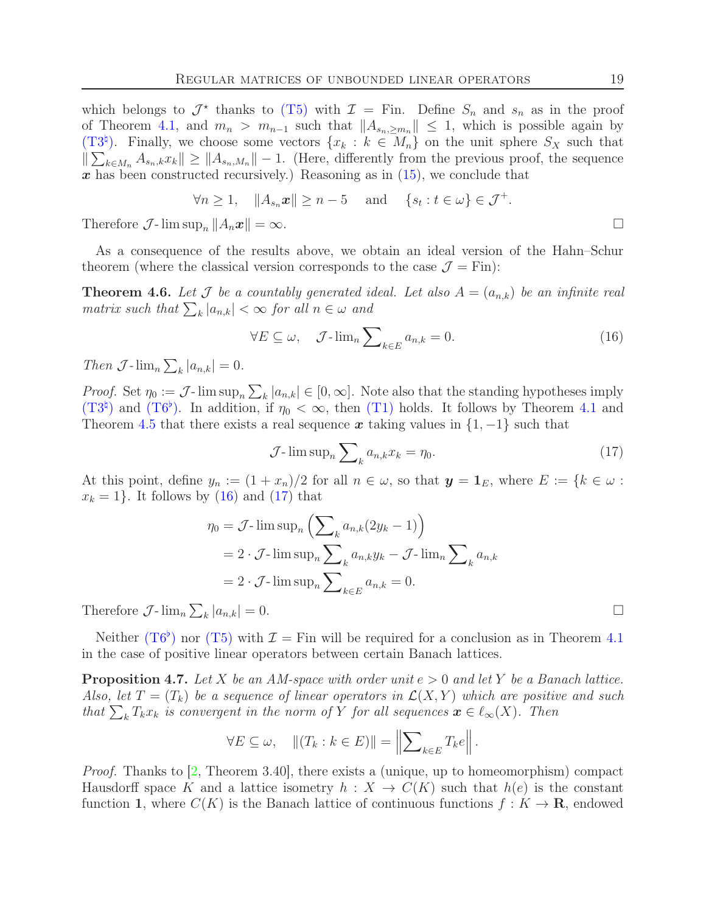which belongs to $\mathcal{J}^\star$ thanks to (T5) with $\mathcal{I} = \mathrm{Fin}$. Define $S_n$ and $s_n$ as in the proof of Theorem 4.1, and $m_n > m_{n-1}$ such that $\|A_{s_n, \ge m_n}\| \le 1$, which is possible again by (T3$^\natural$). Finally, we choose some vectors $\{x_k : k \in M_n\}$ on the unit sphere $S_X$ such that $\|\sum_{k \in M_n} A_{s_n,k} x_k\| \ge \|A_{s_n, M_n}\| - 1$. (Here, differently from the previous proof, the sequence $\boldsymbol{x}$ has been constructed recursively.) Reasoning as in (15), we conclude that

$$\forall n \ge 1, \quad \|A_{s_n} \boldsymbol{x}\| \ge n - 5 \quad \text{and} \quad \{s_t : t \in \omega\} \in \mathcal{J}^+.$$

Therefore $\mathcal{J}\text{-}\limsup_n \|A_n \boldsymbol{x}\| = \infty$. $\square$

As a consequence of the results above, we obtain an ideal version of the Hahn–Schur theorem (where the classical version corresponds to the case $\mathcal{J} = \mathrm{Fin}$):

**Theorem 4.6.** *Let $\mathcal{J}$ be a countably generated ideal. Let also $A = (a_{n,k})$ be an infinite real matrix such that $\sum_k |a_{n,k}| < \infty$ for all $n \in \omega$ and*

$$\forall E \subseteq \omega, \quad \mathcal{J}\text{-}\lim_n \sum\nolimits_{k \in E} a_{n,k} = 0. \tag{16}$$

*Then $\mathcal{J}\text{-}\lim_n \sum_k |a_{n,k}| = 0$.*

*Proof.* Set $\eta_0 := \mathcal{J}\text{-}\limsup_n \sum_k |a_{n,k}| \in [0, \infty]$. Note also that the standing hypotheses imply (T3$^\natural$) and (T6$^\flat$). In addition, if $\eta_0 < \infty$, then (T1) holds. It follows by Theorem 4.1 and Theorem 4.5 that there exists a real sequence $\boldsymbol{x}$ taking values in $\{1, -1\}$ such that

$$\mathcal{J}\text{-}\limsup_n \sum\nolimits_k a_{n,k} x_k = \eta_0. \tag{17}$$

At this point, define $y_n := (1 + x_n)/2$ for all $n \in \omega$, so that $\boldsymbol{y} = \mathbf{1}_E$, where $E := \{k \in \omega : x_k = 1\}$. It follows by (16) and (17) that

$$\begin{aligned}
\eta_0 &= \mathcal{J}\text{-}\limsup_n \left(\sum\nolimits_k a_{n,k}(2y_k - 1)\right) \\
&= 2 \cdot \mathcal{J}\text{-}\limsup_n \sum\nolimits_k a_{n,k} y_k - \mathcal{J}\text{-}\lim_n \sum\nolimits_k a_{n,k} \\
&= 2 \cdot \mathcal{J}\text{-}\limsup_n \sum\nolimits_{k \in E} a_{n,k} = 0.
\end{aligned}$$

Therefore $\mathcal{J}\text{-}\lim_n \sum_k |a_{n,k}| = 0$. $\square$

Neither (T6$^\flat$) nor (T5) with $\mathcal{I} = \mathrm{Fin}$ will be required for a conclusion as in Theorem 4.1 in the case of positive linear operators between certain Banach lattices.

**Proposition 4.7.** *Let $X$ be an AM-space with order unit $e > 0$ and let $Y$ be a Banach lattice. Also, let $T = (T_k)$ be a sequence of linear operators in $\mathcal{L}(X, Y)$ which are positive and such that $\sum_k T_k x_k$ is convergent in the norm of $Y$ for all sequences $\boldsymbol{x} \in \ell_\infty(X)$. Then*

$$\forall E \subseteq \omega, \quad \|(T_k : k \in E)\| = \left\|\sum\nolimits_{k \in E} T_k e\right\|.$$

*Proof.* Thanks to [2, Theorem 3.40], there exists a (unique, up to homeomorphism) compact Hausdorff space $K$ and a lattice isometry $h : X \to C(K)$ such that $h(e)$ is the constant function $\mathbf{1}$, where $C(K)$ is the Banach lattice of continuous functions $f : K \to \mathbf{R}$, endowed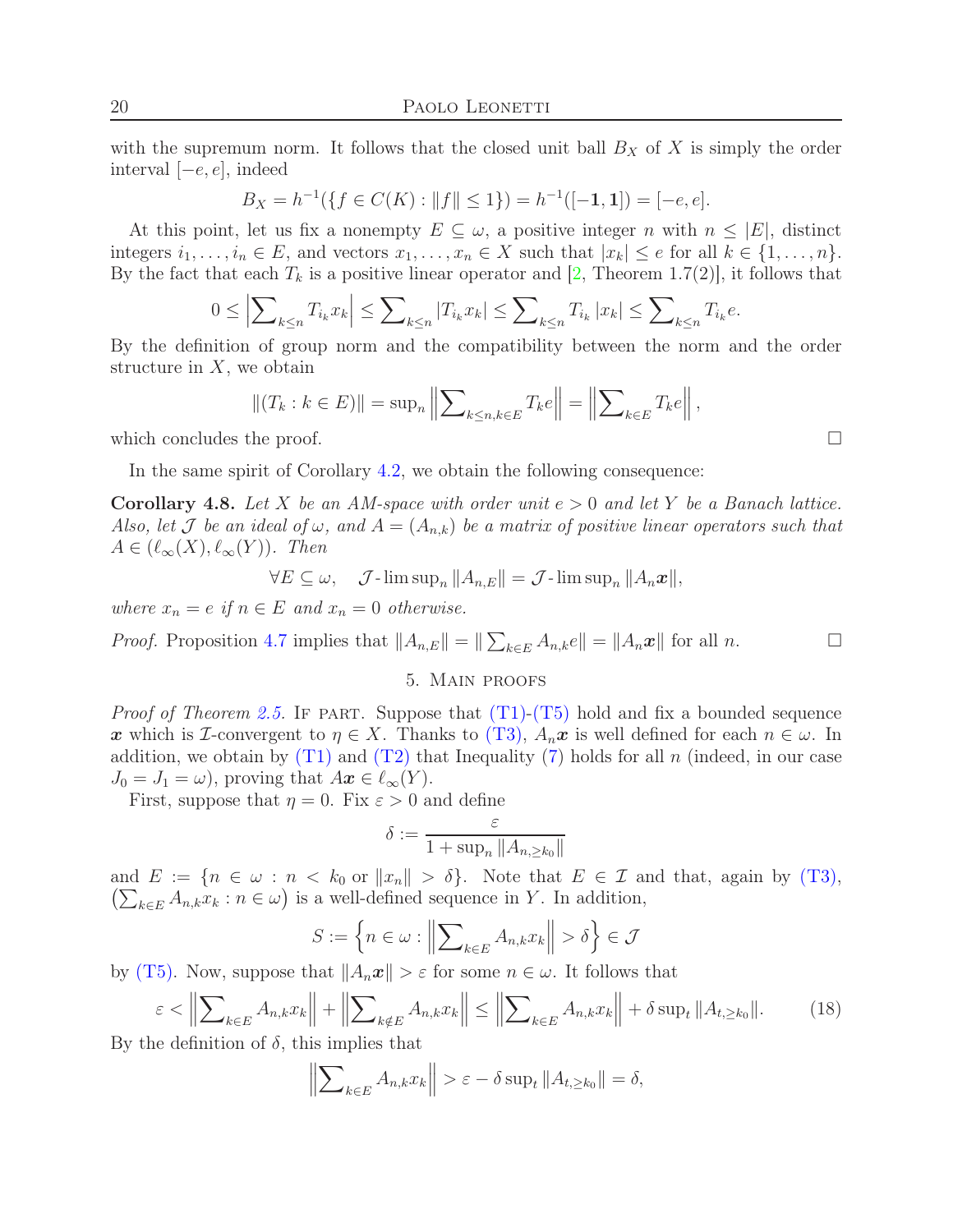with the supremum norm. It follows that the closed unit ball $B_X$ of $X$ is simply the order interval $[-e, e]$, indeed

$$B_X = h^{-1}(\{f \in C(K) : \|f\| \le 1\}) = h^{-1}([-\mathbf{1}, \mathbf{1}]) = [-e, e].$$

At this point, let us fix a nonempty $E \subseteq \omega$, a positive integer $n$ with $n \le |E|$, distinct integers $i_1, \ldots, i_n \in E$, and vectors $x_1, \ldots, x_n \in X$ such that $|x_k| \le e$ for all $k \in \{1, \ldots, n\}$. By the fact that each $T_k$ is a positive linear operator and [2, Theorem 1.7(2)], it follows that

$$0 \le \left|\sum\nolimits_{k \le n} T_{i_k} x_k\right| \le \sum\nolimits_{k \le n} |T_{i_k} x_k| \le \sum\nolimits_{k \le n} T_{i_k} |x_k| \le \sum\nolimits_{k \le n} T_{i_k} e.$$

By the definition of group norm and the compatibility between the norm and the order structure in $X$, we obtain

$$\|(T_k : k \in E)\| = \sup\nolimits_n \left\|\sum\nolimits_{k \le n, k \in E} T_k e\right\| = \left\|\sum\nolimits_{k \in E} T_k e\right\|,$$

which concludes the proof. $\square$

In the same spirit of Corollary 4.2, we obtain the following consequence:

**Corollary 4.8.** *Let $X$ be an AM-space with order unit $e > 0$ and let $Y$ be a Banach lattice. Also, let $\mathcal{J}$ be an ideal of $\omega$, and $A = (A_{n,k})$ be a matrix of positive linear operators such that $A \in (\ell_\infty(X), \ell_\infty(Y))$. Then*

$$\forall E \subseteq \omega, \quad \mathcal{J}\text{-}\limsup\nolimits_n \|A_{n,E}\| = \mathcal{J}\text{-}\limsup\nolimits_n \|A_n \boldsymbol{x}\|,$$

*where $x_n = e$ if $n \in E$ and $x_n = 0$ otherwise.*

*Proof.* Proposition 4.7 implies that $\|A_{n,E}\| = \|\sum_{k \in E} A_{n,k} e\| = \|A_n \boldsymbol{x}\|$ for all $n$. $\square$

## 5. Main proofs

*Proof of Theorem 2.5.* If part. Suppose that (T1)-(T5) hold and fix a bounded sequence $\boldsymbol{x}$ which is $\mathcal{I}$-convergent to $\eta \in X$. Thanks to (T3), $A_n \boldsymbol{x}$ is well defined for each $n \in \omega$. In addition, we obtain by (T1) and (T2) that Inequality (7) holds for all $n$ (indeed, in our case $J_0 = J_1 = \omega$), proving that $A\boldsymbol{x} \in \ell_\infty(Y)$.

First, suppose that $\eta = 0$. Fix $\varepsilon > 0$ and define

$$\delta := \frac{\varepsilon}{1 + \sup_n \|A_{n, \ge k_0}\|}$$

and $E := \{n \in \omega : n < k_0 \text{ or } \|x_n\| > \delta\}$. Note that $E \in \mathcal{I}$ and that, again by (T3), $\left(\sum_{k \in E} A_{n,k} x_k : n \in \omega\right)$ is a well-defined sequence in $Y$. In addition,

$$S := \left\{n \in \omega : \left\|\sum\nolimits_{k \in E} A_{n,k} x_k\right\| > \delta\right\} \in \mathcal{J}$$

by (T5). Now, suppose that $\|A_n \boldsymbol{x}\| > \varepsilon$ for some $n \in \omega$. It follows that

$$\varepsilon < \left\|\sum\nolimits_{k \in E} A_{n,k} x_k\right\| + \left\|\sum\nolimits_{k \notin E} A_{n,k} x_k\right\| \le \left\|\sum\nolimits_{k \in E} A_{n,k} x_k\right\| + \delta \sup\nolimits_t \|A_{t, \ge k_0}\|. \qquad (18)$$

By the definition of $\delta$, this implies that

$$\left\|\sum\nolimits_{k \in E} A_{n,k} x_k\right\| > \varepsilon - \delta \sup\nolimits_t \|A_{t, \ge k_0}\| = \delta,$$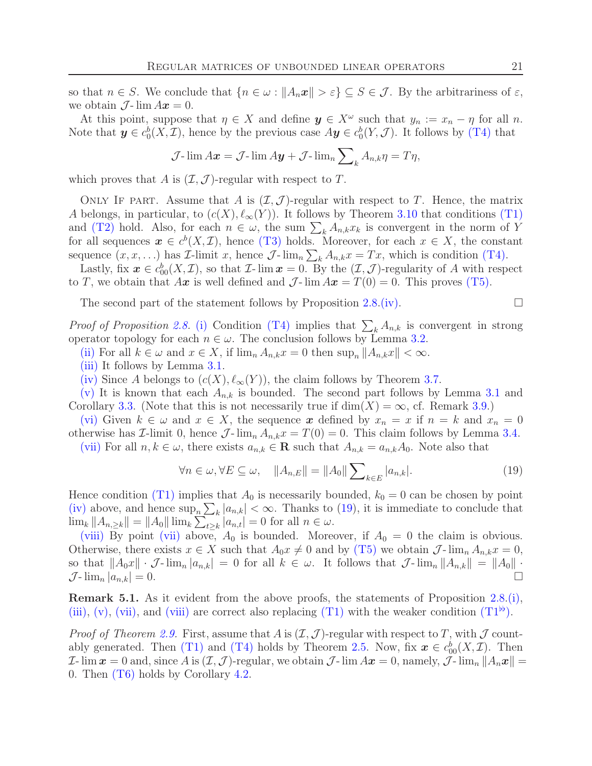so that $n \in S$. We conclude that $\{n \in \omega : \|A_n \boldsymbol{x}\| > \varepsilon\} \subseteq S \in \mathcal{J}$. By the arbitrariness of $\varepsilon$, we obtain $\mathcal{J}\text{-}\lim A\boldsymbol{x} = 0$.

At this point, suppose that $\eta \in X$ and define $\boldsymbol{y} \in X^\omega$ such that $y_n := x_n - \eta$ for all $n$. Note that $\boldsymbol{y} \in c_0^b(X, \mathcal{I})$, hence by the previous case $A\boldsymbol{y} \in c_0^b(Y, \mathcal{J})$. It follows by (T4) that

$$\mathcal{J}\text{-}\lim A\boldsymbol{x} = \mathcal{J}\text{-}\lim A\boldsymbol{y} + \mathcal{J}\text{-}\lim_n \sum\nolimits_k A_{n,k}\eta = T\eta,$$

which proves that $A$ is $(\mathcal{I}, \mathcal{J})$-regular with respect to $T$.

Only If part. Assume that $A$ is $(\mathcal{I}, \mathcal{J})$-regular with respect to $T$. Hence, the matrix $A$ belongs, in particular, to $(c(X), \ell_\infty(Y))$. It follows by Theorem 3.10 that conditions (T1) and (T2) hold. Also, for each $n \in \omega$, the sum $\sum_k A_{n,k}x_k$ is convergent in the norm of $Y$ for all sequences $\boldsymbol{x} \in c^b(X, \mathcal{I})$, hence (T3) holds. Moreover, for each $x \in X$, the constant sequence $(x, x, \ldots)$ has $\mathcal{I}$-limit $x$, hence $\mathcal{J}\text{-}\lim_n \sum_k A_{n,k}x = Tx$, which is condition (T4).

Lastly, fix $\boldsymbol{x} \in c_{00}^b(X, \mathcal{I})$, so that $\mathcal{I}\text{-}\lim \boldsymbol{x} = 0$. By the $(\mathcal{I}, \mathcal{J})$-regularity of $A$ with respect to $T$, we obtain that $A\boldsymbol{x}$ is well defined and $\mathcal{J}\text{-}\lim A\boldsymbol{x} = T(0) = 0$. This proves (T5).

The second part of the statement follows by Proposition 2.8.(iv). $\square$

*Proof of Proposition 2.8.* (i) Condition (T4) implies that $\sum_k A_{n,k}$ is convergent in strong operator topology for each $n \in \omega$. The conclusion follows by Lemma 3.2.

(ii) For all $k \in \omega$ and $x \in X$, if $\lim_n A_{n,k}x = 0$ then $\sup_n \|A_{n,k}x\| < \infty$.

(iii) It follows by Lemma 3.1.

(iv) Since $A$ belongs to $(c(X), \ell_\infty(Y))$, the claim follows by Theorem 3.7.

(v) It is known that each $A_{n,k}$ is bounded. The second part follows by Lemma 3.1 and Corollary 3.3. (Note that this is not necessarily true if $\dim(X) = \infty$, cf. Remark 3.9.)

(vi) Given $k \in \omega$ and $x \in X$, the sequence $\boldsymbol{x}$ defined by $x_n = x$ if $n = k$ and $x_n = 0$ otherwise has $\mathcal{I}$-limit 0, hence $\mathcal{J}\text{-}\lim_n A_{n,k}x = T(0) = 0$. This claim follows by Lemma 3.4.

(vii) For all $n, k \in \omega$, there exists $a_{n,k} \in \mathbf{R}$ such that $A_{n,k} = a_{n,k}A_0$. Note also that

$$\forall n \in \omega, \forall E \subseteq \omega, \quad \|A_{n,E}\| = \|A_0\| \sum\nolimits_{k \in E} |a_{n,k}|. \tag{19}$$

Hence condition (T1) implies that $A_0$ is necessarily bounded, $k_0 = 0$ can be chosen by point (iv) above, and hence $\sup_n \sum_k |a_{n,k}| < \infty$. Thanks to (19), it is immediate to conclude that $\lim_k \|A_{n,\geq k}\| = \|A_0\| \lim_k \sum_{t \geq k} |a_{n,t}| = 0$ for all $n \in \omega$.

(viii) By point (vii) above, $A_0$ is bounded. Moreover, if $A_0 = 0$ the claim is obvious. Otherwise, there exists $x \in X$ such that $A_0 x \neq 0$ and by (T5) we obtain $\mathcal{J}\text{-}\lim_n A_{n,k}x = 0$, so that $\|A_0 x\| \cdot \mathcal{J}\text{-}\lim_n |a_{n,k}| = 0$ for all $k \in \omega$. It follows that $\mathcal{J}\text{-}\lim_n \|A_{n,k}\| = \|A_0\| \cdot \mathcal{J}\text{-}\lim_n |a_{n,k}| = 0$. $\square$

**Remark 5.1.** As it evident from the above proofs, the statements of Proposition 2.8.(i), (iii), (v), (vii), and (viii) are correct also replacing (T1) with the weaker condition (T1$^{\flat\flat}$).

*Proof of Theorem 2.9.* First, assume that $A$ is $(\mathcal{I}, \mathcal{J})$-regular with respect to $T$, with $\mathcal{J}$ countably generated. Then (T1) and (T4) hold by Theorem 2.5. Now, fix $\boldsymbol{x} \in c_{00}^b(X, \mathcal{I})$. Then $\mathcal{I}\text{-}\lim \boldsymbol{x} = 0$ and, since $A$ is $(\mathcal{I}, \mathcal{J})$-regular, we obtain $\mathcal{J}\text{-}\lim A\boldsymbol{x} = 0$, namely, $\mathcal{J}\text{-}\lim_n \|A_n \boldsymbol{x}\| = 0$. Then (T6) holds by Corollary 4.2.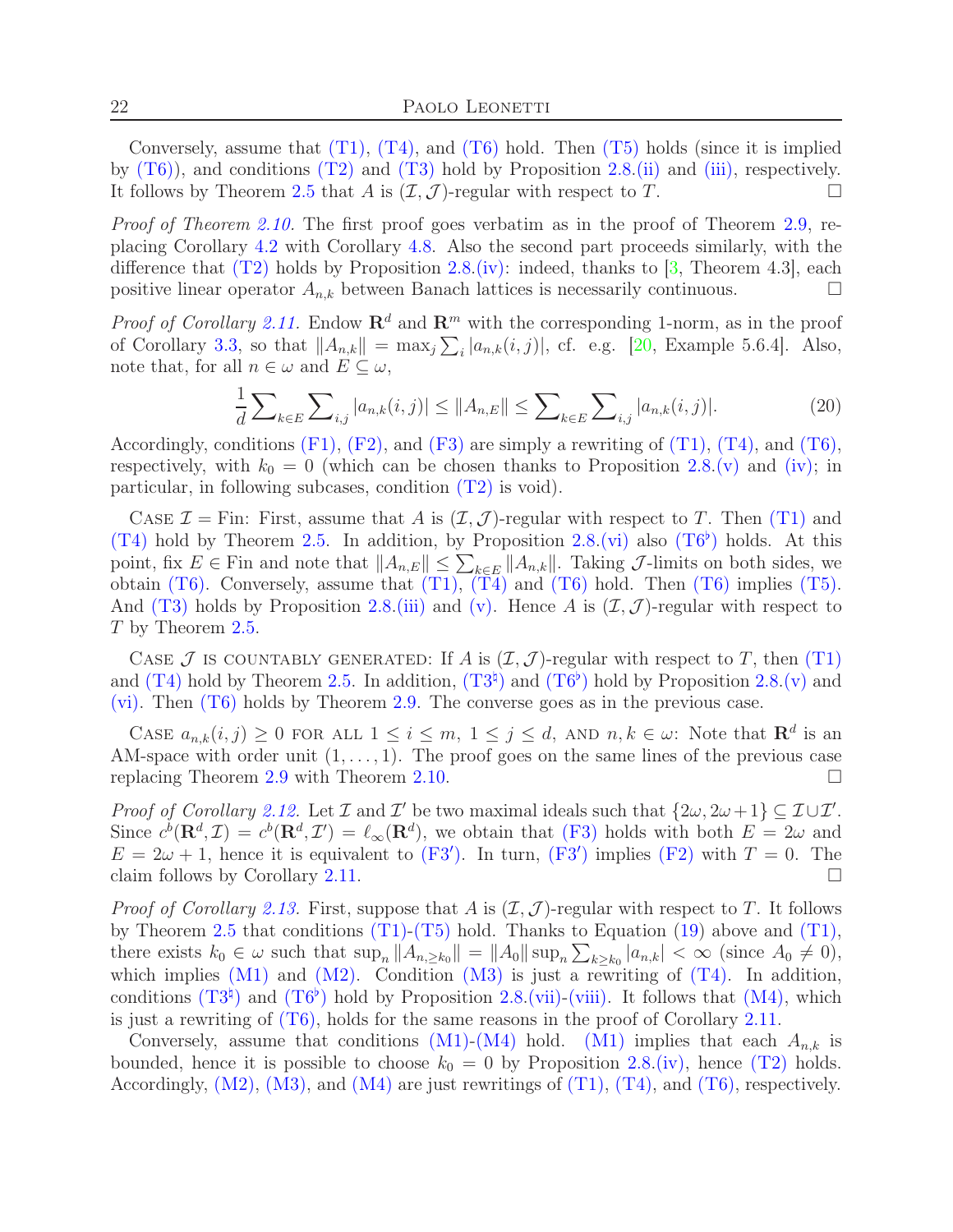Conversely, assume that (T1), (T4), and (T6) hold. Then (T5) holds (since it is implied by (T6)), and conditions (T2) and (T3) hold by Proposition 2.8.(ii) and (iii), respectively. It follows by Theorem 2.5 that $A$ is $(\mathcal{I},\mathcal{J})$-regular with respect to $T$. □

*Proof of Theorem 2.10.* The first proof goes verbatim as in the proof of Theorem 2.9, replacing Corollary 4.2 with Corollary 4.8. Also the second part proceeds similarly, with the difference that (T2) holds by Proposition 2.8.(iv): indeed, thanks to [3, Theorem 4.3], each positive linear operator $A_{n,k}$ between Banach lattices is necessarily continuous. □

*Proof of Corollary 2.11.* Endow $\mathbf{R}^d$ and $\mathbf{R}^m$ with the corresponding 1-norm, as in the proof of Corollary 3.3, so that $\|A_{n,k}\| = \max_j \sum_i |a_{n,k}(i,j)|$, cf. e.g. [20, Example 5.6.4]. Also, note that, for all $n \in \omega$ and $E \subseteq \omega$,

$$\frac{1}{d}\sum\nolimits_{k \in E}\sum\nolimits_{i,j}|a_{n,k}(i,j)| \le \|A_{n,E}\| \le \sum\nolimits_{k \in E}\sum\nolimits_{i,j}|a_{n,k}(i,j)|. \tag{20}$$

Accordingly, conditions (F1), (F2), and (F3) are simply a rewriting of (T1), (T4), and (T6), respectively, with $k_0 = 0$ (which can be chosen thanks to Proposition 2.8.(v) and (iv); in particular, in following subcases, condition (T2) is void).

Case $\mathcal{I} = \mathrm{Fin}$: First, assume that $A$ is $(\mathcal{I},\mathcal{J})$-regular with respect to $T$. Then (T1) and (T4) hold by Theorem 2.5. In addition, by Proposition 2.8.(vi) also (T6$^\flat$) holds. At this point, fix $E \in \mathrm{Fin}$ and note that $\|A_{n,E}\| \le \sum_{k \in E}\|A_{n,k}\|$. Taking $\mathcal{J}$-limits on both sides, we obtain (T6). Conversely, assume that (T1), (T4) and (T6) hold. Then (T6) implies (T5). And (T3) holds by Proposition 2.8.(iii) and (v). Hence $A$ is $(\mathcal{I},\mathcal{J})$-regular with respect to $T$ by Theorem 2.5.

Case $\mathcal{J}$ is countably generated: If $A$ is $(\mathcal{I},\mathcal{J})$-regular with respect to $T$, then (T1) and (T4) hold by Theorem 2.5. In addition, (T3$^\natural$) and (T6$^\flat$) hold by Proposition 2.8.(v) and (vi). Then (T6) holds by Theorem 2.9. The converse goes as in the previous case.

Case $a_{n,k}(i,j) \ge 0$ for all $1 \le i \le m$, $1 \le j \le d$, and $n,k \in \omega$: Note that $\mathbf{R}^d$ is an AM-space with order unit $(1,\ldots,1)$. The proof goes on the same lines of the previous case replacing Theorem 2.9 with Theorem 2.10. □

*Proof of Corollary 2.12.* Let $\mathcal{I}$ and $\mathcal{I}'$ be two maximal ideals such that $\{2\omega, 2\omega+1\} \subseteq \mathcal{I} \cup \mathcal{I}'$. Since $c^b(\mathbf{R}^d,\mathcal{I}) = c^b(\mathbf{R}^d,\mathcal{I}') = \ell_\infty(\mathbf{R}^d)$, we obtain that (F3) holds with both $E = 2\omega$ and $E = 2\omega+1$, hence it is equivalent to (F3$'$). In turn, (F3$'$) implies (F2) with $T = 0$. The claim follows by Corollary 2.11. □

*Proof of Corollary 2.13.* First, suppose that $A$ is $(\mathcal{I},\mathcal{J})$-regular with respect to $T$. It follows by Theorem 2.5 that conditions (T1)-(T5) hold. Thanks to Equation (19) above and (T1), there exists $k_0 \in \omega$ such that $\sup_n \|A_{n,\ge k_0}\| = \|A_0\| \sup_n \sum_{k \ge k_0} |a_{n,k}| < \infty$ (since $A_0 \neq 0$), which implies (M1) and (M2). Condition (M3) is just a rewriting of (T4). In addition, conditions (T3$^\natural$) and (T6$^\flat$) hold by Proposition 2.8.(vii)-(viii). It follows that (M4), which is just a rewriting of (T6), holds for the same reasons in the proof of Corollary 2.11.

Conversely, assume that conditions (M1)-(M4) hold. (M1) implies that each $A_{n,k}$ is bounded, hence it is possible to choose $k_0 = 0$ by Proposition 2.8.(iv), hence (T2) holds. Accordingly, (M2), (M3), and (M4) are just rewritings of (T1), (T4), and (T6), respectively.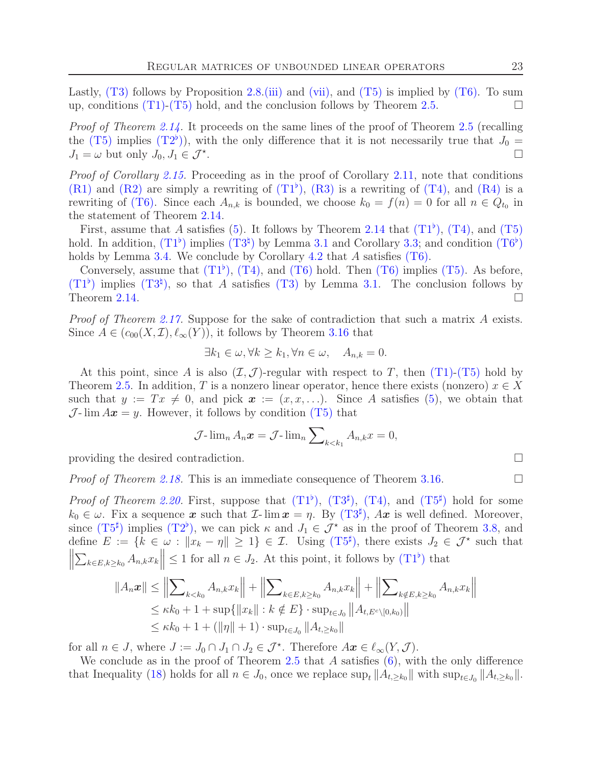Lastly, (T3) follows by Proposition 2.8.(iii) and (vii), and (T5) is implied by (T6). To sum up, conditions (T1)-(T5) hold, and the conclusion follows by Theorem 2.5. ☐

*Proof of Theorem 2.14.* It proceeds on the same lines of the proof of Theorem 2.5 (recalling the (T5) implies (T2$^\flat$)), with the only difference that it is not necessarily true that $J_0 = J_1 = \omega$ but only $J_0, J_1 \in \mathcal{J}^\star$. ☐

*Proof of Corollary 2.15.* Proceeding as in the proof of Corollary 2.11, note that conditions (R1) and (R2) are simply a rewriting of (T1$^\flat$), (R3) is a rewriting of (T4), and (R4) is a rewriting of (T6). Since each $A_{n,k}$ is bounded, we choose $k_0 = f(n) = 0$ for all $n \in Q_{t_0}$ in the statement of Theorem 2.14.

First, assume that $A$ satisfies (5). It follows by Theorem 2.14 that (T1$^\flat$), (T4), and (T5) hold. In addition, (T1$^\flat$) implies (T3$^\sharp$) by Lemma 3.1 and Corollary 3.3; and condition (T6$^\flat$) holds by Lemma 3.4. We conclude by Corollary 4.2 that $A$ satisfies (T6).

Conversely, assume that (T1$^\flat$), (T4), and (T6) hold. Then (T6) implies (T5). As before, (T1$^\flat$) implies (T3$^\sharp$), so that $A$ satisfies (T3) by Lemma 3.1. The conclusion follows by Theorem 2.14. ☐

*Proof of Theorem 2.17.* Suppose for the sake of contradiction that such a matrix $A$ exists. Since $A \in (c_{00}(X, \mathcal{I}), \ell_\infty(Y))$, it follows by Theorem 3.16 that

$$\exists k_1 \in \omega, \forall k \geq k_1, \forall n \in \omega, \quad A_{n,k} = 0.$$

At this point, since $A$ is also $(\mathcal{I}, \mathcal{J})$-regular with respect to $T$, then (T1)-(T5) hold by Theorem 2.5. In addition, $T$ is a nonzero linear operator, hence there exists (nonzero) $x \in X$ such that $y := Tx \neq 0$, and pick $\boldsymbol{x} := (x, x, \ldots)$. Since $A$ satisfies (5), we obtain that $\mathcal{J}\text{-}\lim A\boldsymbol{x} = y$. However, it follows by condition (T5) that

$$\mathcal{J}\text{-}\lim\nolimits_n A_n\boldsymbol{x} = \mathcal{J}\text{-}\lim\nolimits_n \sum\nolimits_{k<k_1} A_{n,k}x = 0,$$

providing the desired contradiction. ☐

*Proof of Theorem 2.18.* This is an immediate consequence of Theorem 3.16. ☐

*Proof of Theorem 2.20.* First, suppose that (T1$^\flat$), (T3$^\sharp$), (T4), and (T5$^\sharp$) hold for some $k_0 \in \omega$. Fix a sequence $\boldsymbol{x}$ such that $\mathcal{I}\text{-}\lim \boldsymbol{x} = \eta$. By (T3$^\sharp$), $A\boldsymbol{x}$ is well defined. Moreover, since (T5$^\sharp$) implies (T2$^\flat$), we can pick $\kappa$ and $J_1 \in \mathcal{J}^\star$ as in the proof of Theorem 3.8, and define $E := \{k \in \omega : \|x_k - \eta\| \geq 1\} \in \mathcal{I}$. Using (T5$^\sharp$), there exists $J_2 \in \mathcal{J}^\star$ such that $\left\|\sum_{k \in E, k \geq k_0} A_{n,k}x_k\right\| \leq 1$ for all $n \in J_2$. At this point, it follows by (T1$^\flat$) that

$$\begin{aligned}
\|A_n\boldsymbol{x}\| &\leq \left\|\sum\nolimits_{k<k_0} A_{n,k}x_k\right\| + \left\|\sum\nolimits_{k \in E, k \geq k_0} A_{n,k}x_k\right\| + \left\|\sum\nolimits_{k \notin E, k \geq k_0} A_{n,k}x_k\right\| \\
&\leq \kappa k_0 + 1 + \sup\{\|x_k\| : k \notin E\} \cdot \sup\nolimits_{t \in J_0} \left\|A_{t, E^c \setminus [0,k_0)}\right\| \\
&\leq \kappa k_0 + 1 + (\|\eta\| + 1) \cdot \sup\nolimits_{t \in J_0} \|A_{t, \geq k_0}\|
\end{aligned}$$

for all $n \in J$, where $J := J_0 \cap J_1 \cap J_2 \in \mathcal{J}^\star$. Therefore $A\boldsymbol{x} \in \ell_\infty(Y, \mathcal{J})$.

We conclude as in the proof of Theorem 2.5 that $A$ satisfies (6), with the only difference that Inequality (18) holds for all $n \in J_0$, once we replace $\sup_t \|A_{t,\geq k_0}\|$ with $\sup_{t \in J_0} \|A_{t,\geq k_0}\|$.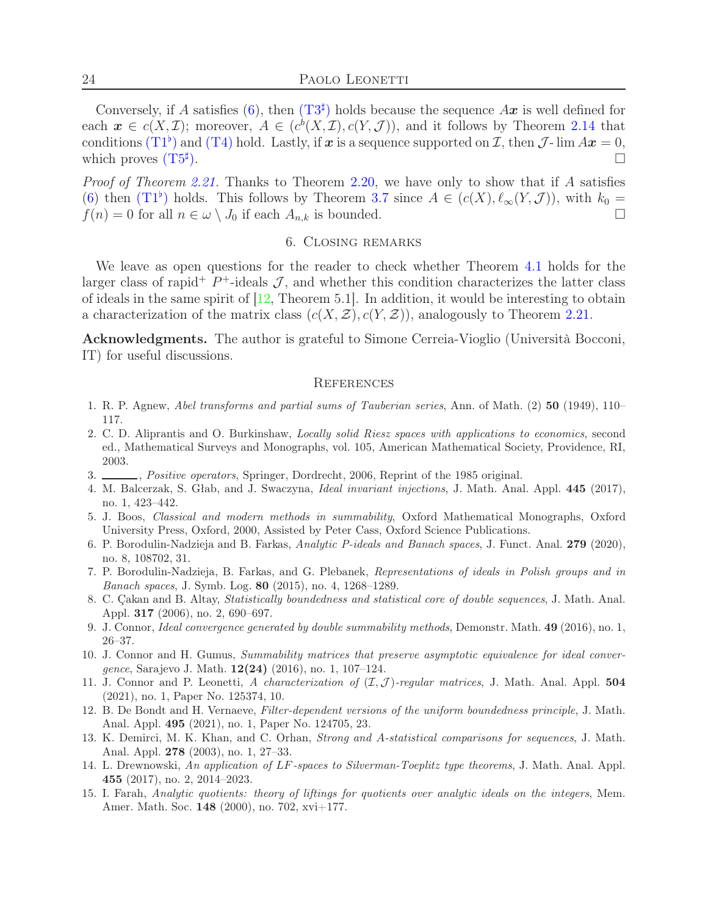Conversely, if $A$ satisfies (6), then (T3$^\sharp$) holds because the sequence $A\boldsymbol{x}$ is well defined for each $\boldsymbol{x} \in c(X, \mathcal{I})$; moreover, $A \in (c^b(X, \mathcal{I}), c(Y, \mathcal{J}))$, and it follows by Theorem 2.14 that conditions (T1$^\flat$) and (T4) hold. Lastly, if $\boldsymbol{x}$ is a sequence supported on $\mathcal{I}$, then $\mathcal{J}\text{-}\lim A\boldsymbol{x} = 0$, which proves (T5$^\sharp$). □

*Proof of Theorem 2.21.* Thanks to Theorem 2.20, we have only to show that if $A$ satisfies (6) then (T1$^\flat$) holds. This follows by Theorem 3.7 since $A \in (c(X), \ell_\infty(Y, \mathcal{J}))$, with $k_0 = f(n) = 0$ for all $n \in \omega \setminus J_0$ if each $A_{n,k}$ is bounded. □

## 6. Closing remarks

We leave as open questions for the reader to check whether Theorem 4.1 holds for the larger class of rapid$^+$ $P^+$-ideals $\mathcal{J}$, and whether this condition characterizes the latter class of ideals in the same spirit of [12, Theorem 5.1]. In addition, it would be interesting to obtain a characterization of the matrix class $(c(X, \mathcal{Z}), c(Y, \mathcal{Z}))$, analogously to Theorem 2.21.

**Acknowledgments.** The author is grateful to Simone Cerreia-Vioglio (Università Bocconi, IT) for useful discussions.

## References

1. R. P. Agnew, *Abel transforms and partial sums of Tauberian series*, Ann. of Math. (2) **50** (1949), 110–117.
2. C. D. Aliprantis and O. Burkinshaw, *Locally solid Riesz spaces with applications to economics*, second ed., Mathematical Surveys and Monographs, vol. 105, American Mathematical Society, Providence, RI, 2003.
3. ______, *Positive operators*, Springer, Dordrecht, 2006, Reprint of the 1985 original.
4. M. Balcerzak, S. Głab, and J. Swaczyna, *Ideal invariant injections*, J. Math. Anal. Appl. **445** (2017), no. 1, 423–442.
5. J. Boos, *Classical and modern methods in summability*, Oxford Mathematical Monographs, Oxford University Press, Oxford, 2000, Assisted by Peter Cass, Oxford Science Publications.
6. P. Borodulin-Nadzieja and B. Farkas, *Analytic P-ideals and Banach spaces*, J. Funct. Anal. **279** (2020), no. 8, 108702, 31.
7. P. Borodulin-Nadzieja, B. Farkas, and G. Plebanek, *Representations of ideals in Polish groups and in Banach spaces*, J. Symb. Log. **80** (2015), no. 4, 1268–1289.
8. C. Çakan and B. Altay, *Statistically boundedness and statistical core of double sequences*, J. Math. Anal. Appl. **317** (2006), no. 2, 690–697.
9. J. Connor, *Ideal convergence generated by double summability methods*, Demonstr. Math. **49** (2016), no. 1, 26–37.
10. J. Connor and H. Gumus, *Summability matrices that preserve asymptotic equivalence for ideal convergence*, Sarajevo J. Math. **12(24)** (2016), no. 1, 107–124.
11. J. Connor and P. Leonetti, *A characterization of $(\mathcal{I}, \mathcal{J})$-regular matrices*, J. Math. Anal. Appl. **504** (2021), no. 1, Paper No. 125374, 10.
12. B. De Bondt and H. Vernaeve, *Filter-dependent versions of the uniform boundedness principle*, J. Math. Anal. Appl. **495** (2021), no. 1, Paper No. 124705, 23.
13. K. Demirci, M. K. Khan, and C. Orhan, *Strong and A-statistical comparisons for sequences*, J. Math. Anal. Appl. **278** (2003), no. 1, 27–33.
14. L. Drewnowski, *An application of LF-spaces to Silverman-Toeplitz type theorems*, J. Math. Anal. Appl. **455** (2017), no. 2, 2014–2023.
15. I. Farah, *Analytic quotients: theory of liftings for quotients over analytic ideals on the integers*, Mem. Amer. Math. Soc. **148** (2000), no. 702, xvi+177.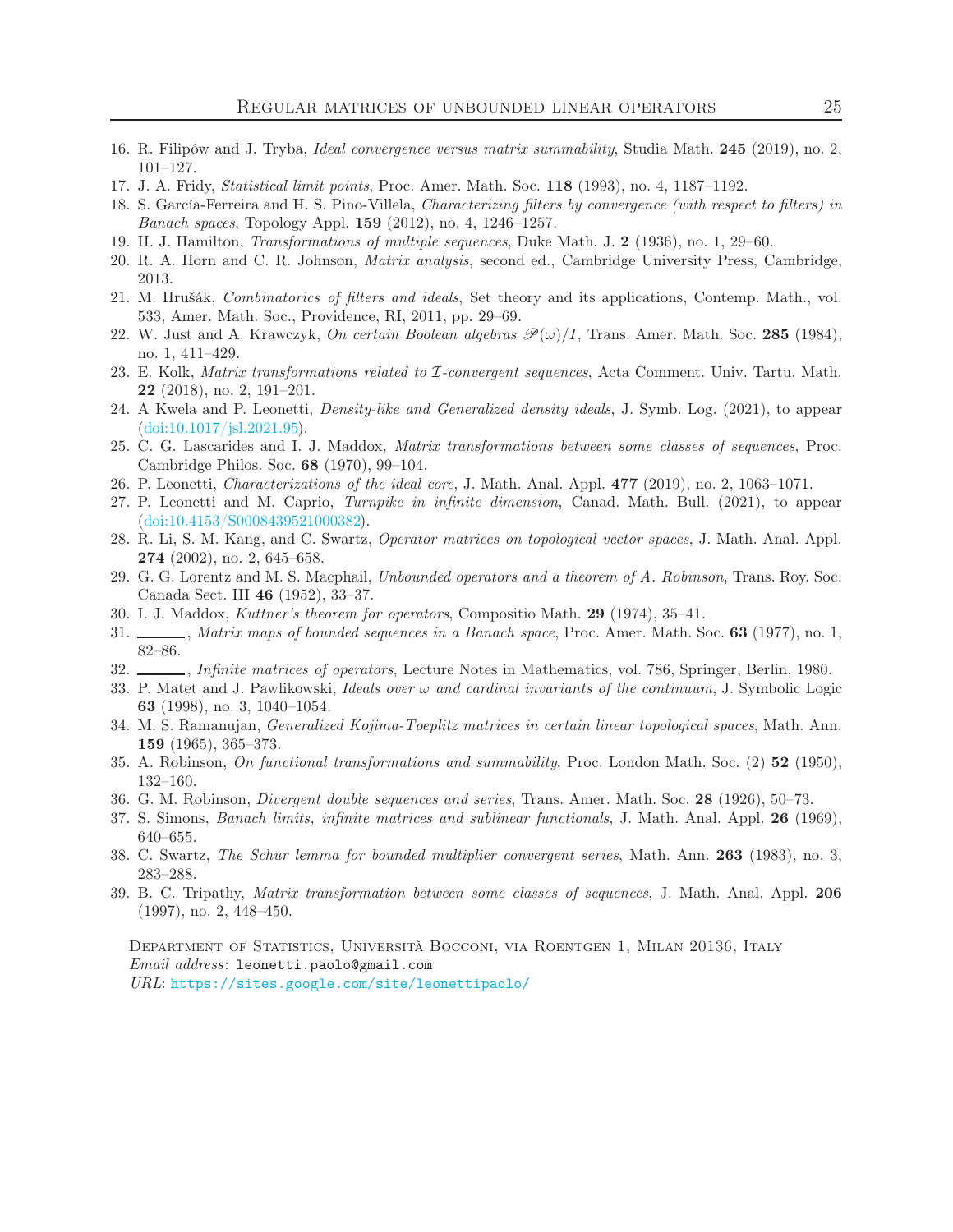16. R. Filipów and J. Tryba, *Ideal convergence versus matrix summability*, Studia Math. **245** (2019), no. 2, 101–127.
17. J. A. Fridy, *Statistical limit points*, Proc. Amer. Math. Soc. **118** (1993), no. 4, 1187–1192.
18. S. García-Ferreira and H. S. Pino-Villela, *Characterizing filters by convergence (with respect to filters) in Banach spaces*, Topology Appl. **159** (2012), no. 4, 1246–1257.
19. H. J. Hamilton, *Transformations of multiple sequences*, Duke Math. J. **2** (1936), no. 1, 29–60.
20. R. A. Horn and C. R. Johnson, *Matrix analysis*, second ed., Cambridge University Press, Cambridge, 2013.
21. M. Hrušák, *Combinatorics of filters and ideals*, Set theory and its applications, Contemp. Math., vol. 533, Amer. Math. Soc., Providence, RI, 2011, pp. 29–69.
22. W. Just and A. Krawczyk, *On certain Boolean algebras $\mathscr{P}(\omega)/I$*, Trans. Amer. Math. Soc. **285** (1984), no. 1, 411–429.
23. E. Kolk, *Matrix transformations related to $\mathcal{I}$-convergent sequences*, Acta Comment. Univ. Tartu. Math. **22** (2018), no. 2, 191–201.
24. A Kwela and P. Leonetti, *Density-like and Generalized density ideals*, J. Symb. Log. (2021), to appear (doi:10.1017/jsl.2021.95).
25. C. G. Lascarides and I. J. Maddox, *Matrix transformations between some classes of sequences*, Proc. Cambridge Philos. Soc. **68** (1970), 99–104.
26. P. Leonetti, *Characterizations of the ideal core*, J. Math. Anal. Appl. **477** (2019), no. 2, 1063–1071.
27. P. Leonetti and M. Caprio, *Turnpike in infinite dimension*, Canad. Math. Bull. (2021), to appear (doi:10.4153/S0008439521000382).
28. R. Li, S. M. Kang, and C. Swartz, *Operator matrices on topological vector spaces*, J. Math. Anal. Appl. **274** (2002), no. 2, 645–658.
29. G. G. Lorentz and M. S. Macphail, *Unbounded operators and a theorem of A. Robinson*, Trans. Roy. Soc. Canada Sect. III **46** (1952), 33–37.
30. I. J. Maddox, *Kuttner's theorem for operators*, Compositio Math. **29** (1974), 35–41.
31. ______, *Matrix maps of bounded sequences in a Banach space*, Proc. Amer. Math. Soc. **63** (1977), no. 1, 82–86.
32. ______, *Infinite matrices of operators*, Lecture Notes in Mathematics, vol. 786, Springer, Berlin, 1980.
33. P. Matet and J. Pawlikowski, *Ideals over $\omega$ and cardinal invariants of the continuum*, J. Symbolic Logic **63** (1998), no. 3, 1040–1054.
34. M. S. Ramanujan, *Generalized Kojima-Toeplitz matrices in certain linear topological spaces*, Math. Ann. **159** (1965), 365–373.
35. A. Robinson, *On functional transformations and summability*, Proc. London Math. Soc. (2) **52** (1950), 132–160.
36. G. M. Robinson, *Divergent double sequences and series*, Trans. Amer. Math. Soc. **28** (1926), 50–73.
37. S. Simons, *Banach limits, infinite matrices and sublinear functionals*, J. Math. Anal. Appl. **26** (1969), 640–655.
38. C. Swartz, *The Schur lemma for bounded multiplier convergent series*, Math. Ann. **263** (1983), no. 3, 283–288.
39. B. C. Tripathy, *Matrix transformation between some classes of sequences*, J. Math. Anal. Appl. **206** (1997), no. 2, 448–450.

Department of Statistics, Università Bocconi, via Roentgen 1, Milan 20136, Italy
*Email address*: leonetti.paolo@gmail.com
*URL*: https://sites.google.com/site/leonettipaolo/